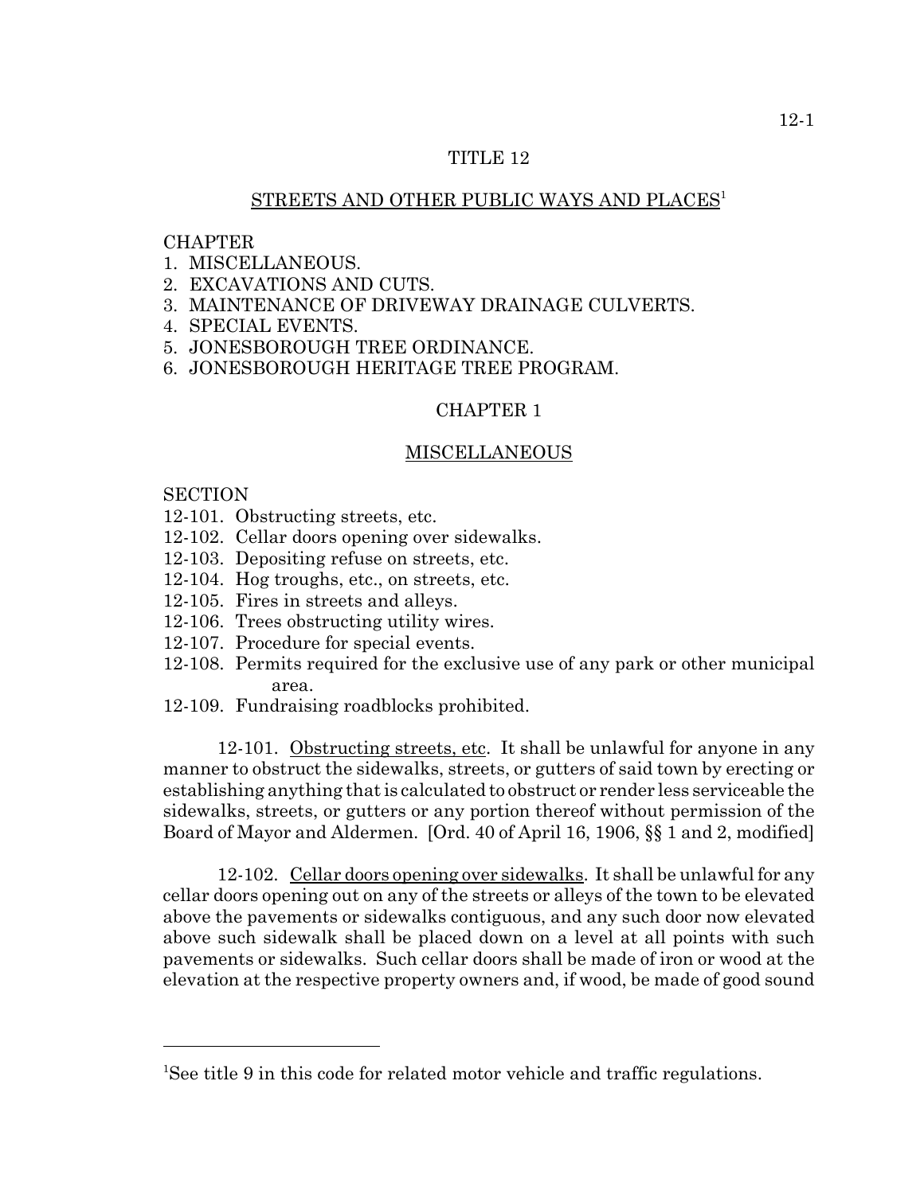# TITLE 12

## STREETS AND OTHER PUBLIC WAYS AND PLACES[1]

CHAPTER
1. MISCELLANEOUS.
2. EXCAVATIONS AND CUTS.
3. MAINTENANCE OF DRIVEWAY DRAINAGE CULVERTS.
4. SPECIAL EVENTS.
5. JONESBOROUGH TREE ORDINANCE.
6. JONESBOROUGH HERITAGE TREE PROGRAM.

## CHAPTER 1

## MISCELLANEOUS

SECTION
- 12-101. Obstructing streets, etc.
- 12-102. Cellar doors opening over sidewalks.
- 12-103. Depositing refuse on streets, etc.
- 12-104. Hog troughs, etc., on streets, etc.
- 12-105. Fires in streets and alleys.
- 12-106. Trees obstructing utility wires.
- 12-107. Procedure for special events.
- 12-108. Permits required for the exclusive use of any park or other municipal area.
- 12-109. Fundraising roadblocks prohibited.

12-101. Obstructing streets, etc. It shall be unlawful for anyone in any manner to obstruct the sidewalks, streets, or gutters of said town by erecting or establishing anything that is calculated to obstruct or render less serviceable the sidewalks, streets, or gutters or any portion thereof without permission of the Board of Mayor and Aldermen. [Ord. 40 of April 16, 1906, §§ 1 and 2, modified]

12-102. Cellar doors opening over sidewalks. It shall be unlawful for any cellar doors opening out on any of the streets or alleys of the town to be elevated above the pavements or sidewalks contiguous, and any such door now elevated above such sidewalk shall be placed down on a level at all points with such pavements or sidewalks. Such cellar doors shall be made of iron or wood at the elevation at the respective property owners and, if wood, be made of good sound

---

[1]See title 9 in this code for related motor vehicle and traffic regulations.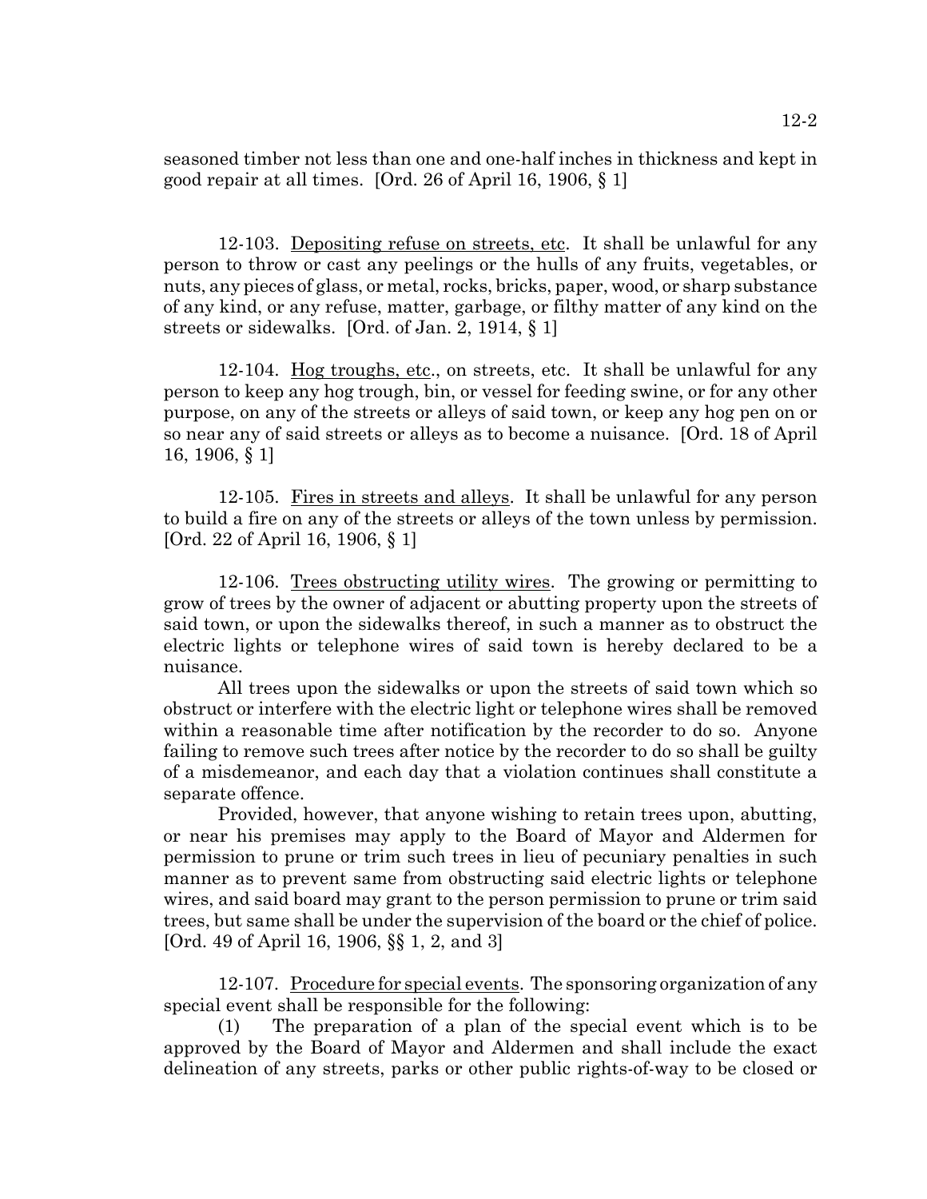seasoned timber not less than one and one-half inches in thickness and kept in good repair at all times. [Ord. 26 of April 16, 1906, § 1]

12-103. Depositing refuse on streets, etc. It shall be unlawful for any person to throw or cast any peelings or the hulls of any fruits, vegetables, or nuts, any pieces of glass, or metal, rocks, bricks, paper, wood, or sharp substance of any kind, or any refuse, matter, garbage, or filthy matter of any kind on the streets or sidewalks. [Ord. of Jan. 2, 1914, § 1]

12-104. Hog troughs, etc., on streets, etc. It shall be unlawful for any person to keep any hog trough, bin, or vessel for feeding swine, or for any other purpose, on any of the streets or alleys of said town, or keep any hog pen on or so near any of said streets or alleys as to become a nuisance. [Ord. 18 of April 16, 1906, § 1]

12-105. Fires in streets and alleys. It shall be unlawful for any person to build a fire on any of the streets or alleys of the town unless by permission. [Ord. 22 of April 16, 1906, § 1]

12-106. Trees obstructing utility wires. The growing or permitting to grow of trees by the owner of adjacent or abutting property upon the streets of said town, or upon the sidewalks thereof, in such a manner as to obstruct the electric lights or telephone wires of said town is hereby declared to be a nuisance.

All trees upon the sidewalks or upon the streets of said town which so obstruct or interfere with the electric light or telephone wires shall be removed within a reasonable time after notification by the recorder to do so. Anyone failing to remove such trees after notice by the recorder to do so shall be guilty of a misdemeanor, and each day that a violation continues shall constitute a separate offence.

Provided, however, that anyone wishing to retain trees upon, abutting, or near his premises may apply to the Board of Mayor and Aldermen for permission to prune or trim such trees in lieu of pecuniary penalties in such manner as to prevent same from obstructing said electric lights or telephone wires, and said board may grant to the person permission to prune or trim said trees, but same shall be under the supervision of the board or the chief of police. [Ord. 49 of April 16, 1906, §§ 1, 2, and 3]

12-107. Procedure for special events. The sponsoring organization of any special event shall be responsible for the following:

(1) The preparation of a plan of the special event which is to be approved by the Board of Mayor and Aldermen and shall include the exact delineation of any streets, parks or other public rights-of-way to be closed or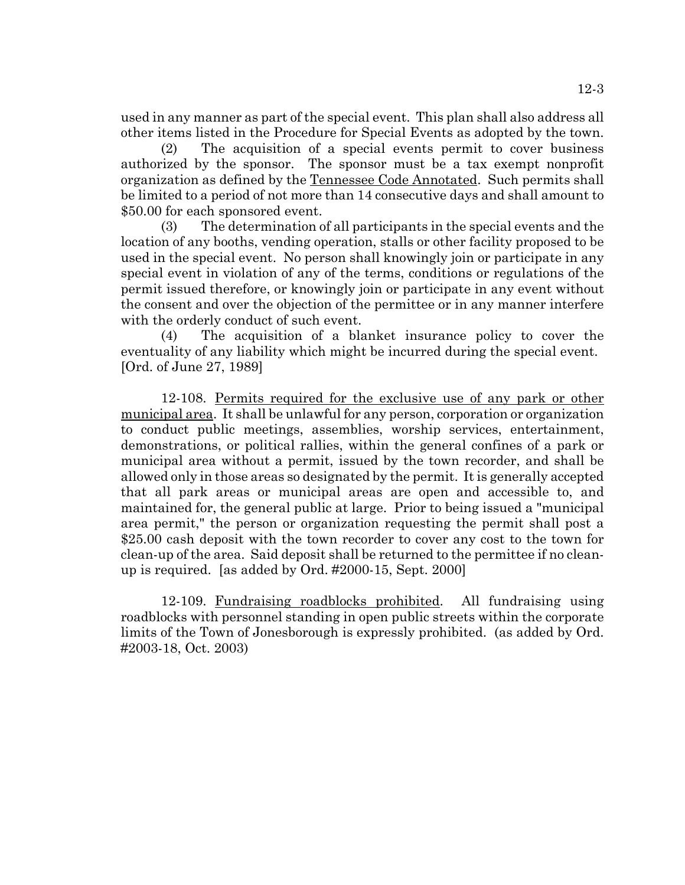used in any manner as part of the special event. This plan shall also address all other items listed in the Procedure for Special Events as adopted by the town.

(2) The acquisition of a special events permit to cover business authorized by the sponsor. The sponsor must be a tax exempt nonprofit organization as defined by the Tennessee Code Annotated. Such permits shall be limited to a period of not more than 14 consecutive days and shall amount to $50.00 for each sponsored event.

(3) The determination of all participants in the special events and the location of any booths, vending operation, stalls or other facility proposed to be used in the special event. No person shall knowingly join or participate in any special event in violation of any of the terms, conditions or regulations of the permit issued therefore, or knowingly join or participate in any event without the consent and over the objection of the permittee or in any manner interfere with the orderly conduct of such event.

(4) The acquisition of a blanket insurance policy to cover the eventuality of any liability which might be incurred during the special event. [Ord. of June 27, 1989]

12-108. Permits required for the exclusive use of any park or other municipal area. It shall be unlawful for any person, corporation or organization to conduct public meetings, assemblies, worship services, entertainment, demonstrations, or political rallies, within the general confines of a park or municipal area without a permit, issued by the town recorder, and shall be allowed only in those areas so designated by the permit. It is generally accepted that all park areas or municipal areas are open and accessible to, and maintained for, the general public at large. Prior to being issued a "municipal area permit," the person or organization requesting the permit shall post a $25.00 cash deposit with the town recorder to cover any cost to the town for clean-up of the area. Said deposit shall be returned to the permittee if no clean-up is required. [as added by Ord. #2000-15, Sept. 2000]

12-109. Fundraising roadblocks prohibited. All fundraising using roadblocks with personnel standing in open public streets within the corporate limits of the Town of Jonesborough is expressly prohibited. (as added by Ord. #2003-18, Oct. 2003)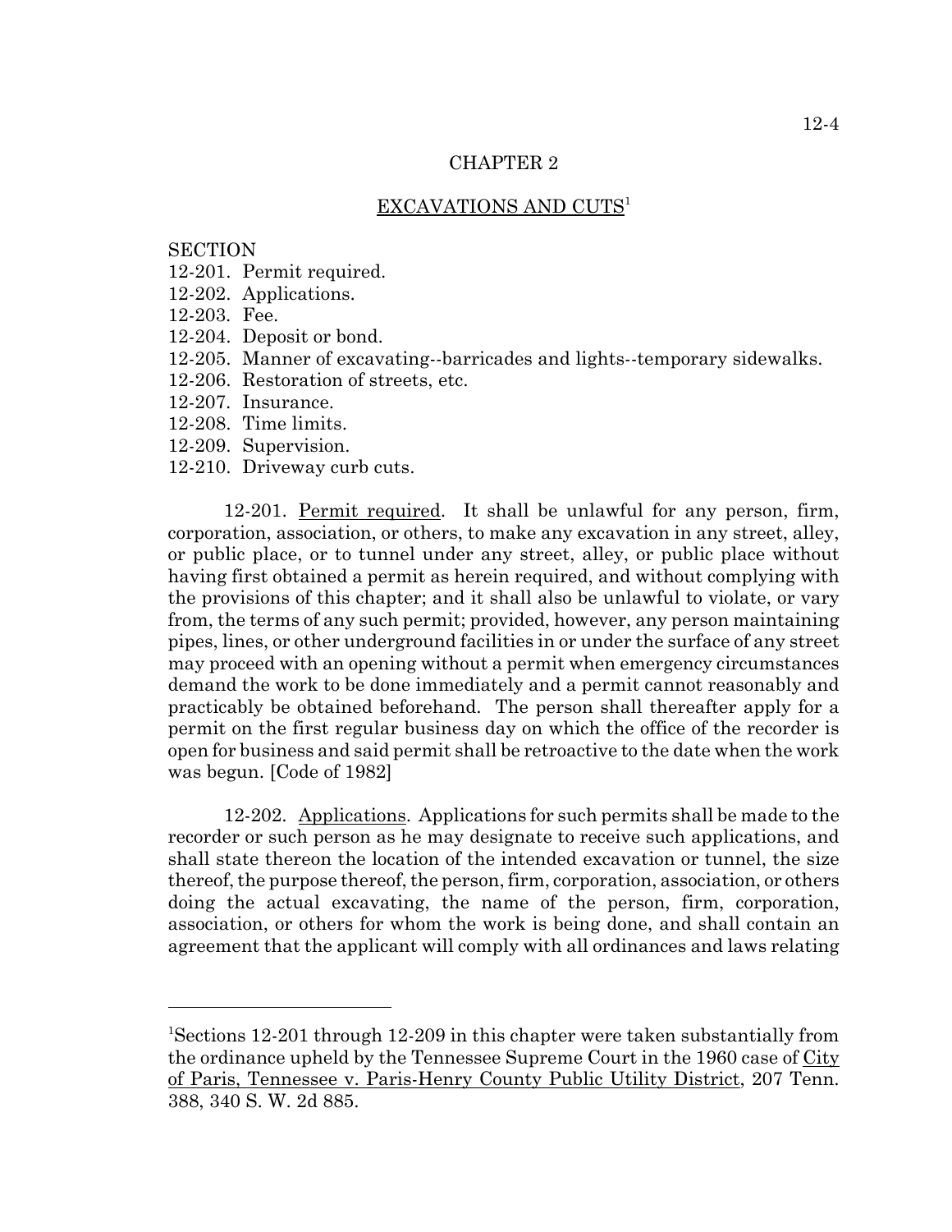## CHAPTER 2

## EXCAVATIONS AND CUTS[1]

SECTION
12-201. Permit required.
12-202. Applications.
12-203. Fee.
12-204. Deposit or bond.
12-205. Manner of excavating--barricades and lights--temporary sidewalks.
12-206. Restoration of streets, etc.
12-207. Insurance.
12-208. Time limits.
12-209. Supervision.
12-210. Driveway curb cuts.

12-201. Permit required. It shall be unlawful for any person, firm, corporation, association, or others, to make any excavation in any street, alley, or public place, or to tunnel under any street, alley, or public place without having first obtained a permit as herein required, and without complying with the provisions of this chapter; and it shall also be unlawful to violate, or vary from, the terms of any such permit; provided, however, any person maintaining pipes, lines, or other underground facilities in or under the surface of any street may proceed with an opening without a permit when emergency circumstances demand the work to be done immediately and a permit cannot reasonably and practicably be obtained beforehand. The person shall thereafter apply for a permit on the first regular business day on which the office of the recorder is open for business and said permit shall be retroactive to the date when the work was begun. [Code of 1982]

12-202. Applications. Applications for such permits shall be made to the recorder or such person as he may designate to receive such applications, and shall state thereon the location of the intended excavation or tunnel, the size thereof, the purpose thereof, the person, firm, corporation, association, or others doing the actual excavating, the name of the person, firm, corporation, association, or others for whom the work is being done, and shall contain an agreement that the applicant will comply with all ordinances and laws relating

[1]Sections 12-201 through 12-209 in this chapter were taken substantially from the ordinance upheld by the Tennessee Supreme Court in the 1960 case of City of Paris, Tennessee v. Paris-Henry County Public Utility District, 207 Tenn. 388, 340 S. W. 2d 885.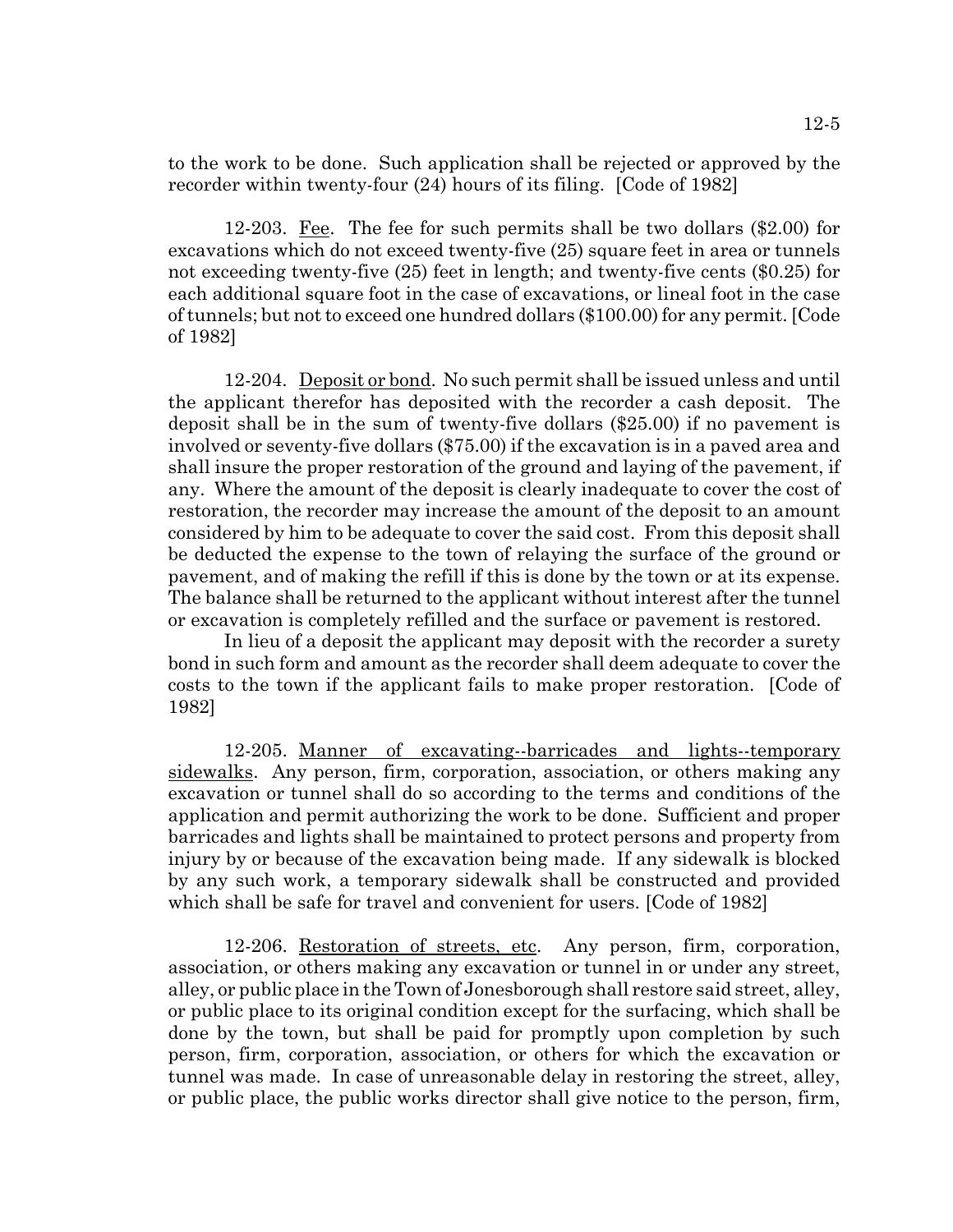to the work to be done. Such application shall be rejected or approved by the recorder within twenty-four (24) hours of its filing. [Code of 1982]

12-203. Fee. The fee for such permits shall be two dollars ($2.00) for excavations which do not exceed twenty-five (25) square feet in area or tunnels not exceeding twenty-five (25) feet in length; and twenty-five cents ($0.25) for each additional square foot in the case of excavations, or lineal foot in the case of tunnels; but not to exceed one hundred dollars ($100.00) for any permit. [Code of 1982]

12-204. Deposit or bond. No such permit shall be issued unless and until the applicant therefor has deposited with the recorder a cash deposit. The deposit shall be in the sum of twenty-five dollars ($25.00) if no pavement is involved or seventy-five dollars ($75.00) if the excavation is in a paved area and shall insure the proper restoration of the ground and laying of the pavement, if any. Where the amount of the deposit is clearly inadequate to cover the cost of restoration, the recorder may increase the amount of the deposit to an amount considered by him to be adequate to cover the said cost. From this deposit shall be deducted the expense to the town of relaying the surface of the ground or pavement, and of making the refill if this is done by the town or at its expense. The balance shall be returned to the applicant without interest after the tunnel or excavation is completely refilled and the surface or pavement is restored.

In lieu of a deposit the applicant may deposit with the recorder a surety bond in such form and amount as the recorder shall deem adequate to cover the costs to the town if the applicant fails to make proper restoration. [Code of 1982]

12-205. Manner of excavating--barricades and lights--temporary sidewalks. Any person, firm, corporation, association, or others making any excavation or tunnel shall do so according to the terms and conditions of the application and permit authorizing the work to be done. Sufficient and proper barricades and lights shall be maintained to protect persons and property from injury by or because of the excavation being made. If any sidewalk is blocked by any such work, a temporary sidewalk shall be constructed and provided which shall be safe for travel and convenient for users. [Code of 1982]

12-206. Restoration of streets, etc. Any person, firm, corporation, association, or others making any excavation or tunnel in or under any street, alley, or public place in the Town of Jonesborough shall restore said street, alley, or public place to its original condition except for the surfacing, which shall be done by the town, but shall be paid for promptly upon completion by such person, firm, corporation, association, or others for which the excavation or tunnel was made. In case of unreasonable delay in restoring the street, alley, or public place, the public works director shall give notice to the person, firm,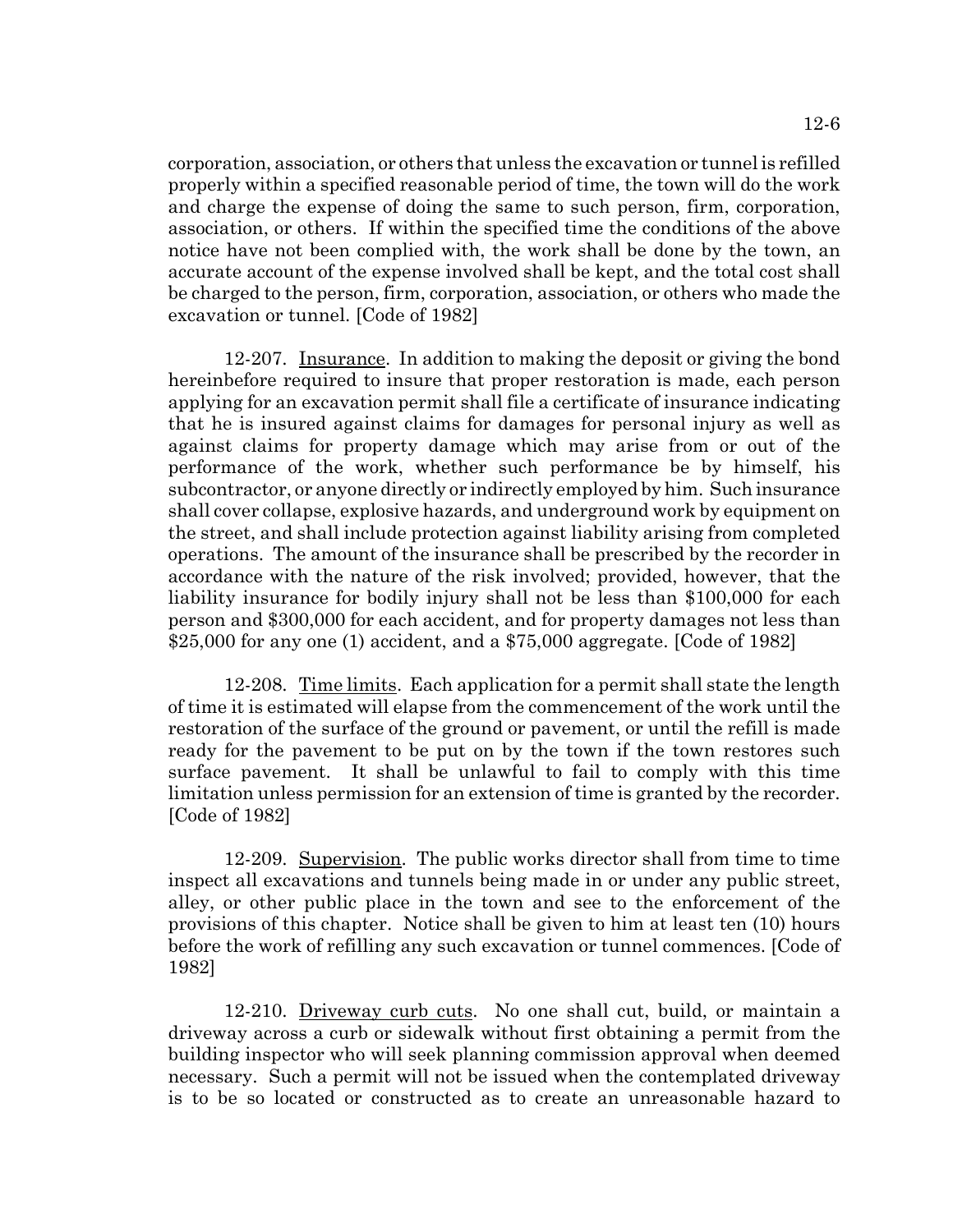corporation, association, or others that unless the excavation or tunnel is refilled properly within a specified reasonable period of time, the town will do the work and charge the expense of doing the same to such person, firm, corporation, association, or others. If within the specified time the conditions of the above notice have not been complied with, the work shall be done by the town, an accurate account of the expense involved shall be kept, and the total cost shall be charged to the person, firm, corporation, association, or others who made the excavation or tunnel. [Code of 1982]

12-207. Insurance. In addition to making the deposit or giving the bond hereinbefore required to insure that proper restoration is made, each person applying for an excavation permit shall file a certificate of insurance indicating that he is insured against claims for damages for personal injury as well as against claims for property damage which may arise from or out of the performance of the work, whether such performance be by himself, his subcontractor, or anyone directly or indirectly employed by him. Such insurance shall cover collapse, explosive hazards, and underground work by equipment on the street, and shall include protection against liability arising from completed operations. The amount of the insurance shall be prescribed by the recorder in accordance with the nature of the risk involved; provided, however, that the liability insurance for bodily injury shall not be less than $100,000 for each person and $300,000 for each accident, and for property damages not less than $25,000 for any one (1) accident, and a $75,000 aggregate. [Code of 1982]

12-208. Time limits. Each application for a permit shall state the length of time it is estimated will elapse from the commencement of the work until the restoration of the surface of the ground or pavement, or until the refill is made ready for the pavement to be put on by the town if the town restores such surface pavement. It shall be unlawful to fail to comply with this time limitation unless permission for an extension of time is granted by the recorder. [Code of 1982]

12-209. Supervision. The public works director shall from time to time inspect all excavations and tunnels being made in or under any public street, alley, or other public place in the town and see to the enforcement of the provisions of this chapter. Notice shall be given to him at least ten (10) hours before the work of refilling any such excavation or tunnel commences. [Code of 1982]

12-210. Driveway curb cuts. No one shall cut, build, or maintain a driveway across a curb or sidewalk without first obtaining a permit from the building inspector who will seek planning commission approval when deemed necessary. Such a permit will not be issued when the contemplated driveway is to be so located or constructed as to create an unreasonable hazard to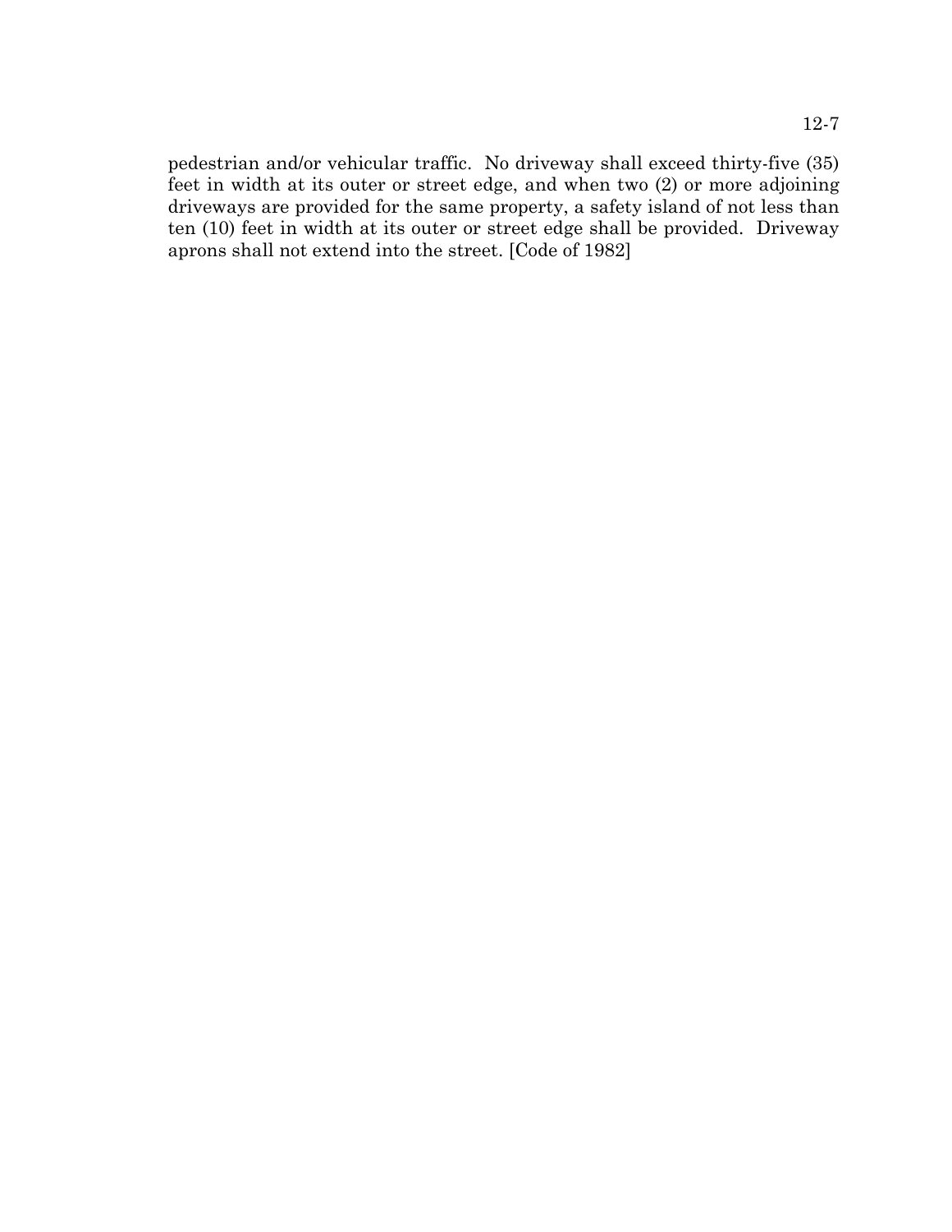pedestrian and/or vehicular traffic. No driveway shall exceed thirty-five (35) feet in width at its outer or street edge, and when two (2) or more adjoining driveways are provided for the same property, a safety island of not less than ten (10) feet in width at its outer or street edge shall be provided. Driveway aprons shall not extend into the street. [Code of 1982]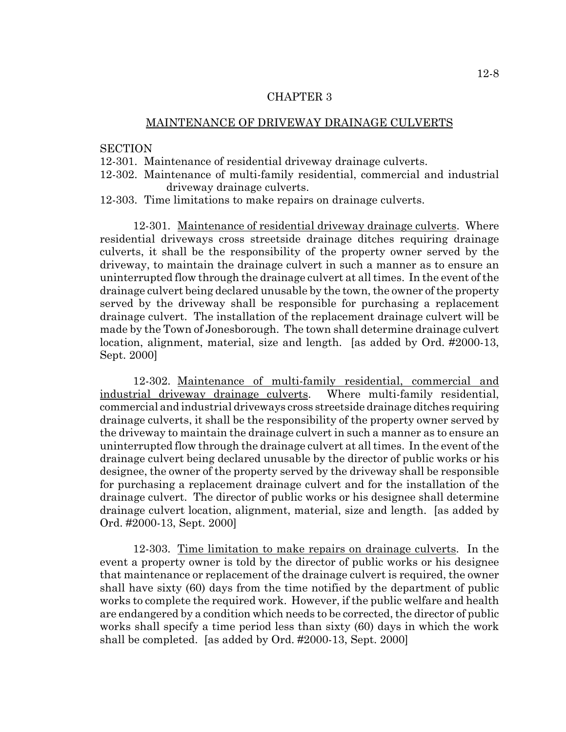# CHAPTER 3

## MAINTENANCE OF DRIVEWAY DRAINAGE CULVERTS

SECTION

12-301. Maintenance of residential driveway drainage culverts.

12-302. Maintenance of multi-family residential, commercial and industrial driveway drainage culverts.

12-303. Time limitations to make repairs on drainage culverts.

12-301. Maintenance of residential driveway drainage culverts. Where residential driveways cross streetside drainage ditches requiring drainage culverts, it shall be the responsibility of the property owner served by the driveway, to maintain the drainage culvert in such a manner as to ensure an uninterrupted flow through the drainage culvert at all times. In the event of the drainage culvert being declared unusable by the town, the owner of the property served by the driveway shall be responsible for purchasing a replacement drainage culvert. The installation of the replacement drainage culvert will be made by the Town of Jonesborough. The town shall determine drainage culvert location, alignment, material, size and length. [as added by Ord. #2000-13, Sept. 2000]

12-302. Maintenance of multi-family residential, commercial and industrial driveway drainage culverts. Where multi-family residential, commercial and industrial driveways cross streetside drainage ditches requiring drainage culverts, it shall be the responsibility of the property owner served by the driveway to maintain the drainage culvert in such a manner as to ensure an uninterrupted flow through the drainage culvert at all times. In the event of the drainage culvert being declared unusable by the director of public works or his designee, the owner of the property served by the driveway shall be responsible for purchasing a replacement drainage culvert and for the installation of the drainage culvert. The director of public works or his designee shall determine drainage culvert location, alignment, material, size and length. [as added by Ord. #2000-13, Sept. 2000]

12-303. Time limitation to make repairs on drainage culverts. In the event a property owner is told by the director of public works or his designee that maintenance or replacement of the drainage culvert is required, the owner shall have sixty (60) days from the time notified by the department of public works to complete the required work. However, if the public welfare and health are endangered by a condition which needs to be corrected, the director of public works shall specify a time period less than sixty (60) days in which the work shall be completed. [as added by Ord. #2000-13, Sept. 2000]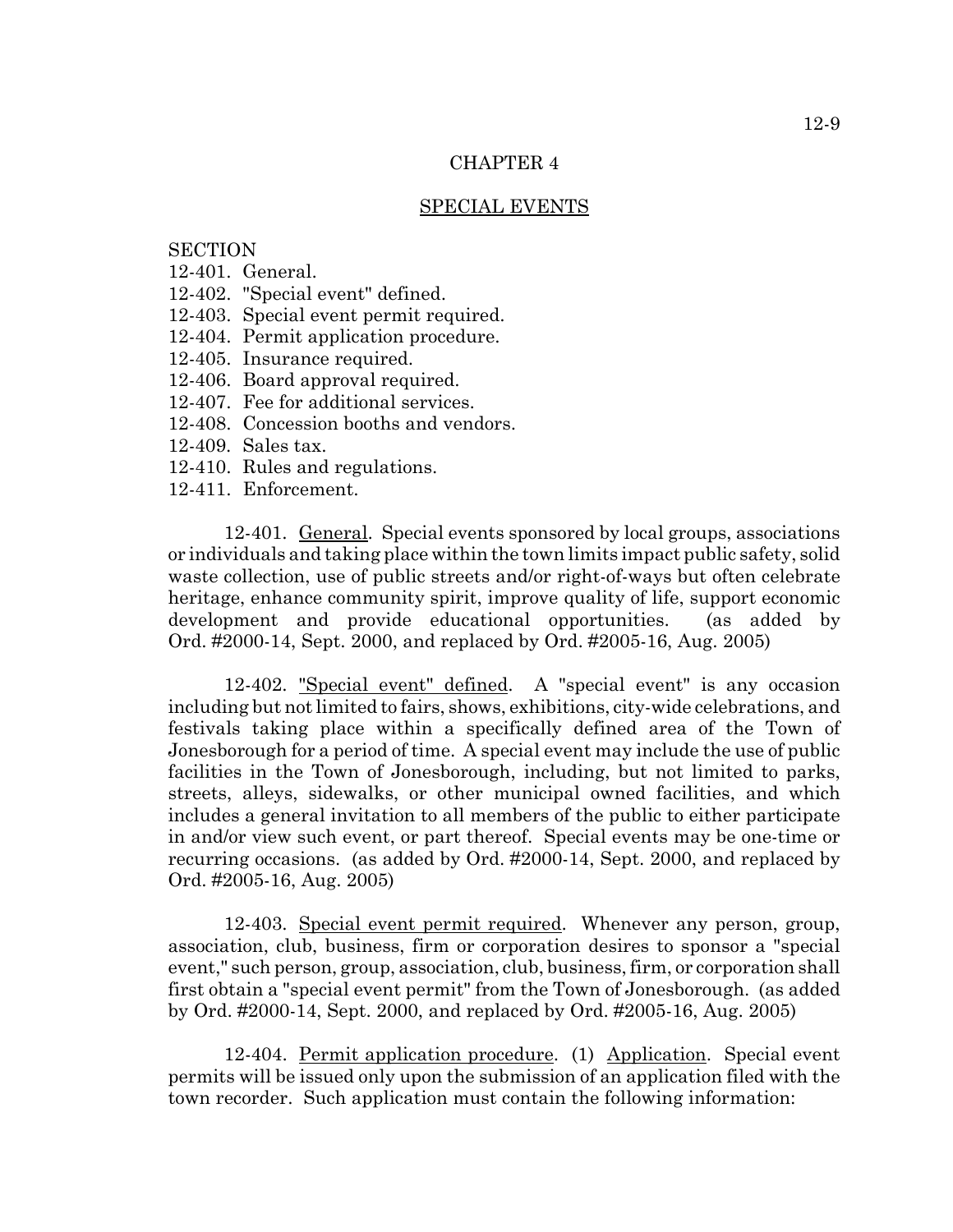## CHAPTER 4

## SPECIAL EVENTS

SECTION
12-401. General.
12-402. "Special event" defined.
12-403. Special event permit required.
12-404. Permit application procedure.
12-405. Insurance required.
12-406. Board approval required.
12-407. Fee for additional services.
12-408. Concession booths and vendors.
12-409. Sales tax.
12-410. Rules and regulations.
12-411. Enforcement.

12-401. General. Special events sponsored by local groups, associations or individuals and taking place within the town limits impact public safety, solid waste collection, use of public streets and/or right-of-ways but often celebrate heritage, enhance community spirit, improve quality of life, support economic development and provide educational opportunities. (as added by Ord. #2000-14, Sept. 2000, and replaced by Ord. #2005-16, Aug. 2005)

12-402. "Special event" defined. A "special event" is any occasion including but not limited to fairs, shows, exhibitions, city-wide celebrations, and festivals taking place within a specifically defined area of the Town of Jonesborough for a period of time. A special event may include the use of public facilities in the Town of Jonesborough, including, but not limited to parks, streets, alleys, sidewalks, or other municipal owned facilities, and which includes a general invitation to all members of the public to either participate in and/or view such event, or part thereof. Special events may be one-time or recurring occasions. (as added by Ord. #2000-14, Sept. 2000, and replaced by Ord. #2005-16, Aug. 2005)

12-403. Special event permit required. Whenever any person, group, association, club, business, firm or corporation desires to sponsor a "special event," such person, group, association, club, business, firm, or corporation shall first obtain a "special event permit" from the Town of Jonesborough. (as added by Ord. #2000-14, Sept. 2000, and replaced by Ord. #2005-16, Aug. 2005)

12-404. Permit application procedure. (1) Application. Special event permits will be issued only upon the submission of an application filed with the town recorder. Such application must contain the following information: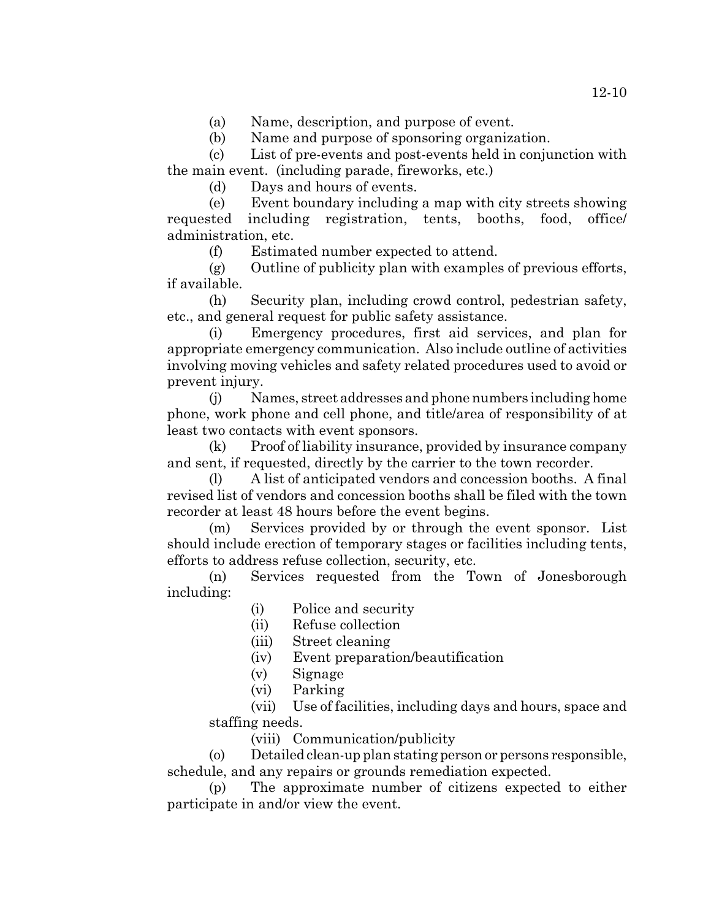(a) Name, description, and purpose of event.

(b) Name and purpose of sponsoring organization.

(c) List of pre-events and post-events held in conjunction with the main event. (including parade, fireworks, etc.)

(d) Days and hours of events.

(e) Event boundary including a map with city streets showing requested including registration, tents, booths, food, office/ administration, etc.

(f) Estimated number expected to attend.

(g) Outline of publicity plan with examples of previous efforts, if available.

(h) Security plan, including crowd control, pedestrian safety, etc., and general request for public safety assistance.

(i) Emergency procedures, first aid services, and plan for appropriate emergency communication. Also include outline of activities involving moving vehicles and safety related procedures used to avoid or prevent injury.

(j) Names, street addresses and phone numbers including home phone, work phone and cell phone, and title/area of responsibility of at least two contacts with event sponsors.

(k) Proof of liability insurance, provided by insurance company and sent, if requested, directly by the carrier to the town recorder.

(l) A list of anticipated vendors and concession booths. A final revised list of vendors and concession booths shall be filed with the town recorder at least 48 hours before the event begins.

(m) Services provided by or through the event sponsor. List should include erection of temporary stages or facilities including tents, efforts to address refuse collection, security, etc.

(n) Services requested from the Town of Jonesborough including:

- (i) Police and security
- (ii) Refuse collection
- (iii) Street cleaning
- (iv) Event preparation/beautification
- (v) Signage
- (vi) Parking
- (vii) Use of facilities, including days and hours, space and staffing needs.
- (viii) Communication/publicity

(o) Detailed clean-up plan stating person or persons responsible, schedule, and any repairs or grounds remediation expected.

(p) The approximate number of citizens expected to either participate in and/or view the event.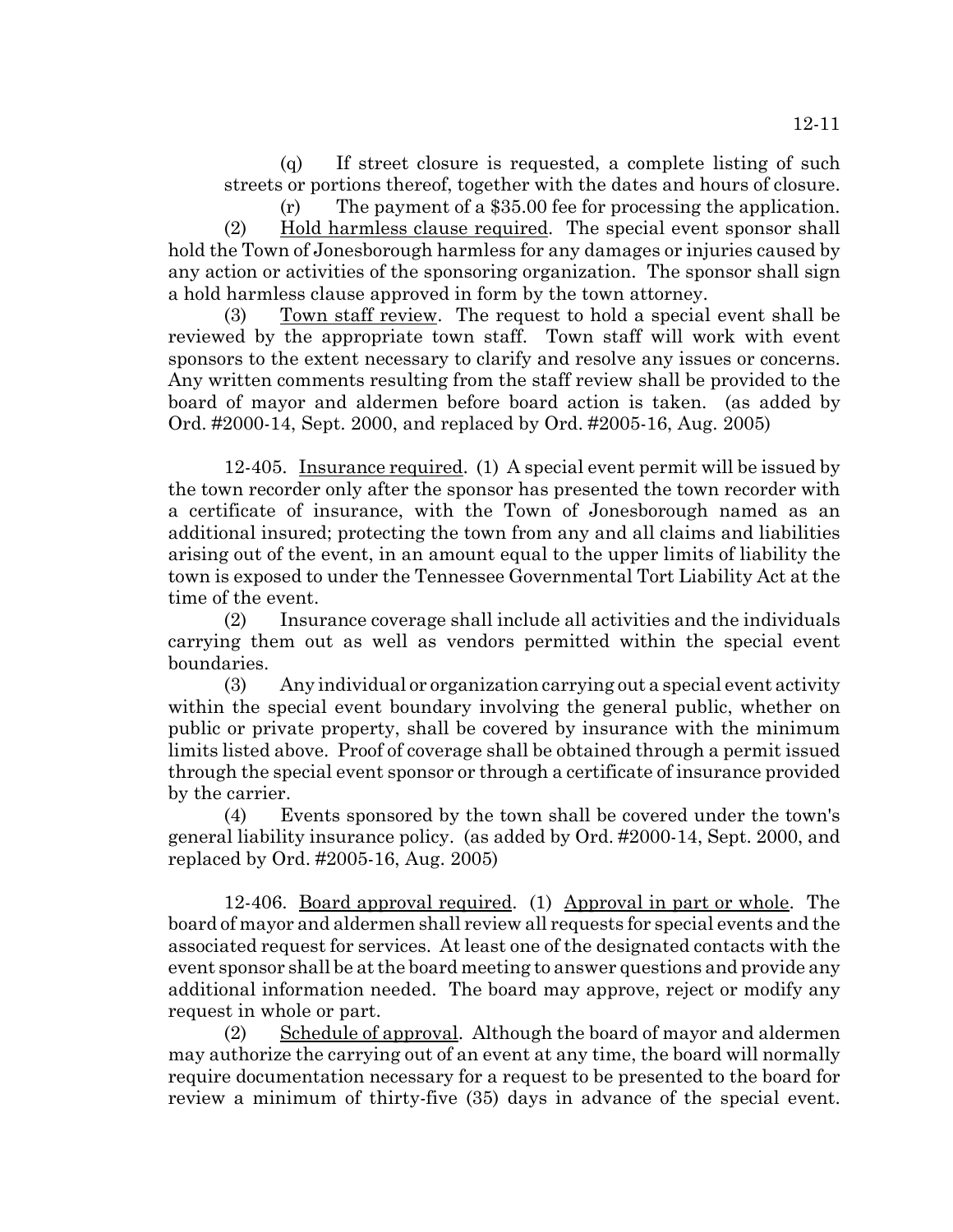(q) If street closure is requested, a complete listing of such streets or portions thereof, together with the dates and hours of closure.

(r) The payment of a $35.00 fee for processing the application.

(2) Hold harmless clause required. The special event sponsor shall hold the Town of Jonesborough harmless for any damages or injuries caused by any action or activities of the sponsoring organization. The sponsor shall sign a hold harmless clause approved in form by the town attorney.

(3) Town staff review. The request to hold a special event shall be reviewed by the appropriate town staff. Town staff will work with event sponsors to the extent necessary to clarify and resolve any issues or concerns. Any written comments resulting from the staff review shall be provided to the board of mayor and aldermen before board action is taken. (as added by Ord. #2000-14, Sept. 2000, and replaced by Ord. #2005-16, Aug. 2005)

12-405. Insurance required. (1) A special event permit will be issued by the town recorder only after the sponsor has presented the town recorder with a certificate of insurance, with the Town of Jonesborough named as an additional insured; protecting the town from any and all claims and liabilities arising out of the event, in an amount equal to the upper limits of liability the town is exposed to under the Tennessee Governmental Tort Liability Act at the time of the event.

(2) Insurance coverage shall include all activities and the individuals carrying them out as well as vendors permitted within the special event boundaries.

(3) Any individual or organization carrying out a special event activity within the special event boundary involving the general public, whether on public or private property, shall be covered by insurance with the minimum limits listed above. Proof of coverage shall be obtained through a permit issued through the special event sponsor or through a certificate of insurance provided by the carrier.

(4) Events sponsored by the town shall be covered under the town's general liability insurance policy. (as added by Ord. #2000-14, Sept. 2000, and replaced by Ord. #2005-16, Aug. 2005)

12-406. Board approval required. (1) Approval in part or whole. The board of mayor and aldermen shall review all requests for special events and the associated request for services. At least one of the designated contacts with the event sponsor shall be at the board meeting to answer questions and provide any additional information needed. The board may approve, reject or modify any request in whole or part.

(2) Schedule of approval. Although the board of mayor and aldermen may authorize the carrying out of an event at any time, the board will normally require documentation necessary for a request to be presented to the board for review a minimum of thirty-five (35) days in advance of the special event.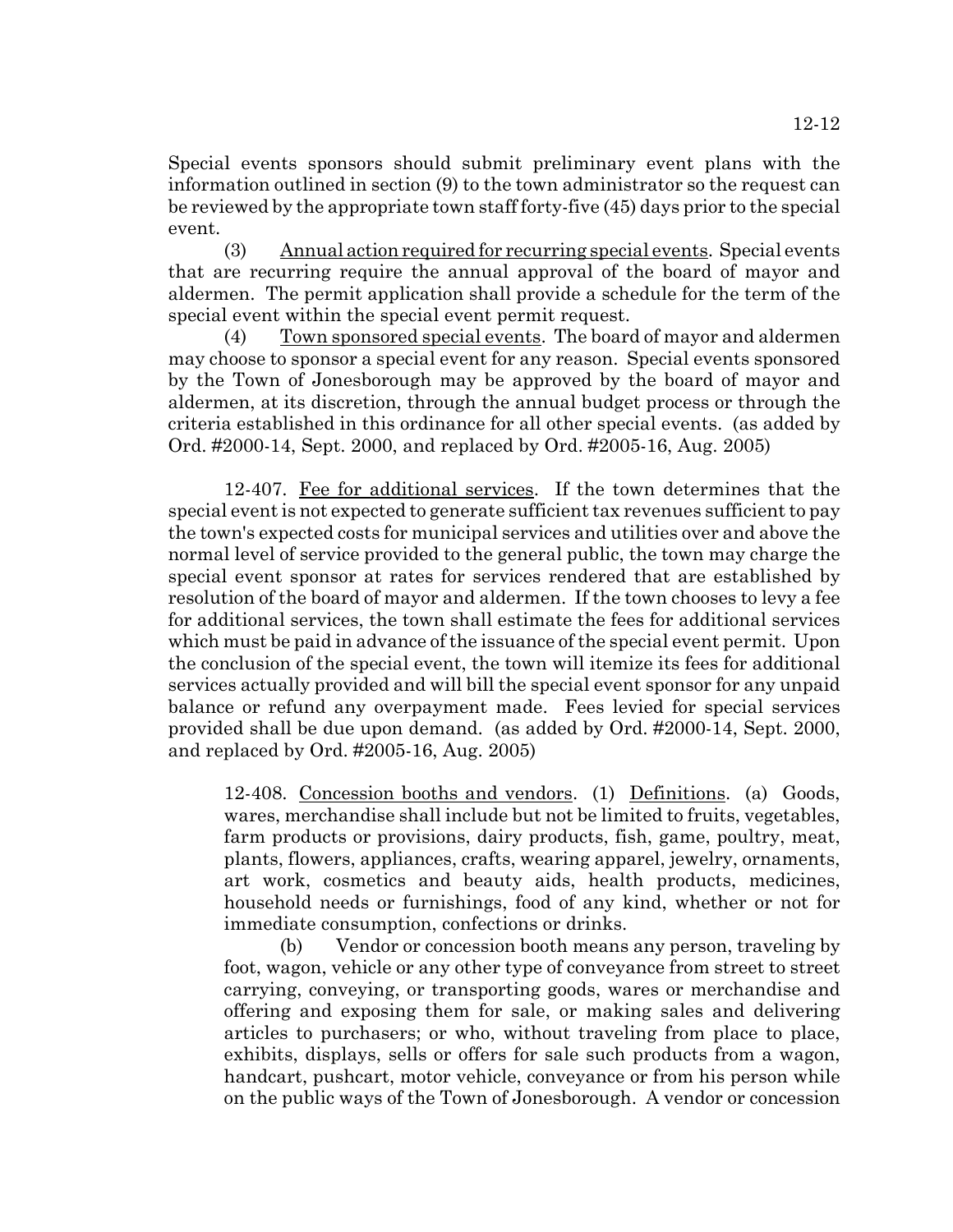Special events sponsors should submit preliminary event plans with the information outlined in section (9) to the town administrator so the request can be reviewed by the appropriate town staff forty-five (45) days prior to the special event.

(3) Annual action required for recurring special events. Special events that are recurring require the annual approval of the board of mayor and aldermen. The permit application shall provide a schedule for the term of the special event within the special event permit request.

(4) Town sponsored special events. The board of mayor and aldermen may choose to sponsor a special event for any reason. Special events sponsored by the Town of Jonesborough may be approved by the board of mayor and aldermen, at its discretion, through the annual budget process or through the criteria established in this ordinance for all other special events. (as added by Ord. #2000-14, Sept. 2000, and replaced by Ord. #2005-16, Aug. 2005)

12-407. Fee for additional services. If the town determines that the special event is not expected to generate sufficient tax revenues sufficient to pay the town's expected costs for municipal services and utilities over and above the normal level of service provided to the general public, the town may charge the special event sponsor at rates for services rendered that are established by resolution of the board of mayor and aldermen. If the town chooses to levy a fee for additional services, the town shall estimate the fees for additional services which must be paid in advance of the issuance of the special event permit. Upon the conclusion of the special event, the town will itemize its fees for additional services actually provided and will bill the special event sponsor for any unpaid balance or refund any overpayment made. Fees levied for special services provided shall be due upon demand. (as added by Ord. #2000-14, Sept. 2000, and replaced by Ord. #2005-16, Aug. 2005)

12-408. Concession booths and vendors. (1) Definitions. (a) Goods, wares, merchandise shall include but not be limited to fruits, vegetables, farm products or provisions, dairy products, fish, game, poultry, meat, plants, flowers, appliances, crafts, wearing apparel, jewelry, ornaments, art work, cosmetics and beauty aids, health products, medicines, household needs or furnishings, food of any kind, whether or not for immediate consumption, confections or drinks.

(b) Vendor or concession booth means any person, traveling by foot, wagon, vehicle or any other type of conveyance from street to street carrying, conveying, or transporting goods, wares or merchandise and offering and exposing them for sale, or making sales and delivering articles to purchasers; or who, without traveling from place to place, exhibits, displays, sells or offers for sale such products from a wagon, handcart, pushcart, motor vehicle, conveyance or from his person while on the public ways of the Town of Jonesborough. A vendor or concession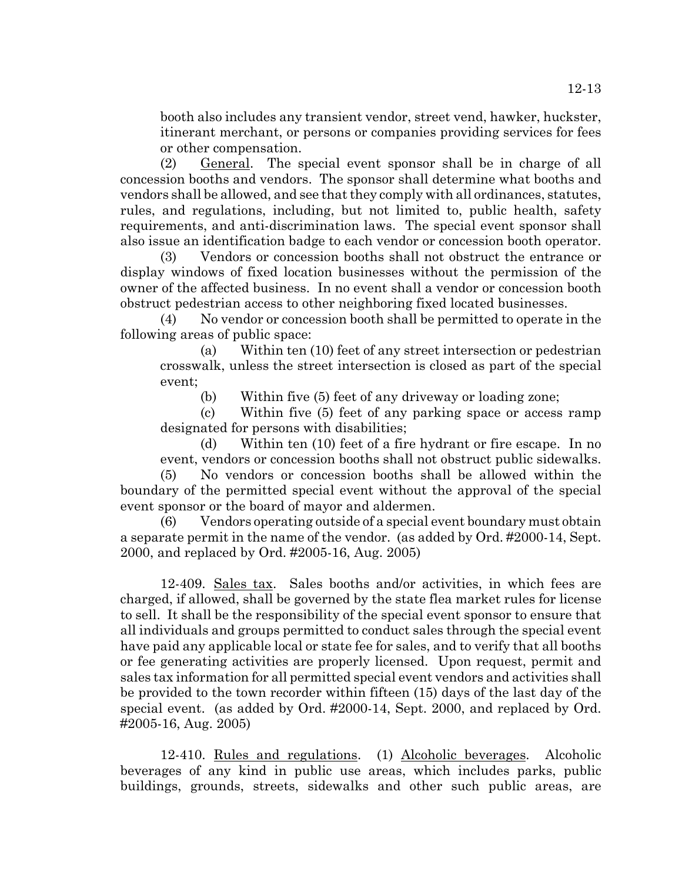booth also includes any transient vendor, street vend, hawker, huckster, itinerant merchant, or persons or companies providing services for fees or other compensation.

(2) General. The special event sponsor shall be in charge of all concession booths and vendors. The sponsor shall determine what booths and vendors shall be allowed, and see that they comply with all ordinances, statutes, rules, and regulations, including, but not limited to, public health, safety requirements, and anti-discrimination laws. The special event sponsor shall also issue an identification badge to each vendor or concession booth operator.

(3) Vendors or concession booths shall not obstruct the entrance or display windows of fixed location businesses without the permission of the owner of the affected business. In no event shall a vendor or concession booth obstruct pedestrian access to other neighboring fixed located businesses.

(4) No vendor or concession booth shall be permitted to operate in the following areas of public space:

(a) Within ten (10) feet of any street intersection or pedestrian crosswalk, unless the street intersection is closed as part of the special event;

(b) Within five (5) feet of any driveway or loading zone;

(c) Within five (5) feet of any parking space or access ramp designated for persons with disabilities;

(d) Within ten (10) feet of a fire hydrant or fire escape. In no event, vendors or concession booths shall not obstruct public sidewalks.

(5) No vendors or concession booths shall be allowed within the boundary of the permitted special event without the approval of the special event sponsor or the board of mayor and aldermen.

(6) Vendors operating outside of a special event boundary must obtain a separate permit in the name of the vendor. (as added by Ord. #2000-14, Sept. 2000, and replaced by Ord. #2005-16, Aug. 2005)

12-409. Sales tax. Sales booths and/or activities, in which fees are charged, if allowed, shall be governed by the state flea market rules for license to sell. It shall be the responsibility of the special event sponsor to ensure that all individuals and groups permitted to conduct sales through the special event have paid any applicable local or state fee for sales, and to verify that all booths or fee generating activities are properly licensed. Upon request, permit and sales tax information for all permitted special event vendors and activities shall be provided to the town recorder within fifteen (15) days of the last day of the special event. (as added by Ord. #2000-14, Sept. 2000, and replaced by Ord. #2005-16, Aug. 2005)

12-410. Rules and regulations. (1) Alcoholic beverages. Alcoholic beverages of any kind in public use areas, which includes parks, public buildings, grounds, streets, sidewalks and other such public areas, are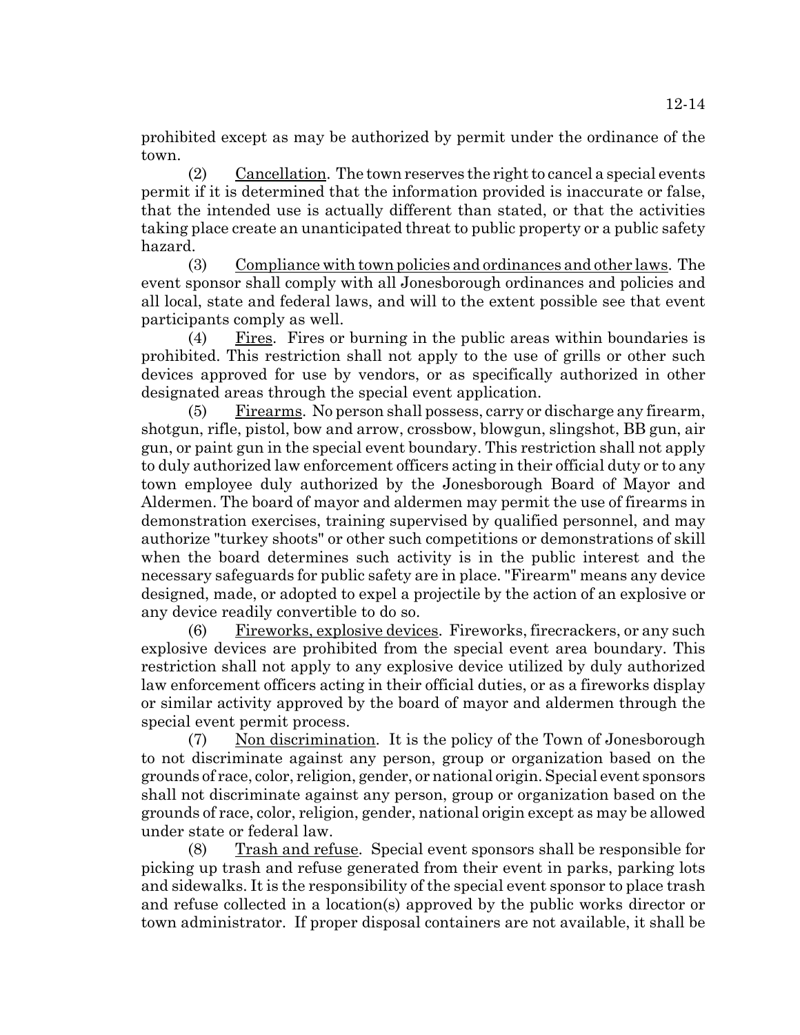prohibited except as may be authorized by permit under the ordinance of the town.

(2) Cancellation. The town reserves the right to cancel a special events permit if it is determined that the information provided is inaccurate or false, that the intended use is actually different than stated, or that the activities taking place create an unanticipated threat to public property or a public safety hazard.

(3) Compliance with town policies and ordinances and other laws. The event sponsor shall comply with all Jonesborough ordinances and policies and all local, state and federal laws, and will to the extent possible see that event participants comply as well.

(4) Fires. Fires or burning in the public areas within boundaries is prohibited. This restriction shall not apply to the use of grills or other such devices approved for use by vendors, or as specifically authorized in other designated areas through the special event application.

(5) Firearms. No person shall possess, carry or discharge any firearm, shotgun, rifle, pistol, bow and arrow, crossbow, blowgun, slingshot, BB gun, air gun, or paint gun in the special event boundary. This restriction shall not apply to duly authorized law enforcement officers acting in their official duty or to any town employee duly authorized by the Jonesborough Board of Mayor and Aldermen. The board of mayor and aldermen may permit the use of firearms in demonstration exercises, training supervised by qualified personnel, and may authorize "turkey shoots" or other such competitions or demonstrations of skill when the board determines such activity is in the public interest and the necessary safeguards for public safety are in place. "Firearm" means any device designed, made, or adopted to expel a projectile by the action of an explosive or any device readily convertible to do so.

(6) Fireworks, explosive devices. Fireworks, firecrackers, or any such explosive devices are prohibited from the special event area boundary. This restriction shall not apply to any explosive device utilized by duly authorized law enforcement officers acting in their official duties, or as a fireworks display or similar activity approved by the board of mayor and aldermen through the special event permit process.

(7) Non discrimination. It is the policy of the Town of Jonesborough to not discriminate against any person, group or organization based on the grounds of race, color, religion, gender, or national origin. Special event sponsors shall not discriminate against any person, group or organization based on the grounds of race, color, religion, gender, national origin except as may be allowed under state or federal law.

(8) Trash and refuse. Special event sponsors shall be responsible for picking up trash and refuse generated from their event in parks, parking lots and sidewalks. It is the responsibility of the special event sponsor to place trash and refuse collected in a location(s) approved by the public works director or town administrator. If proper disposal containers are not available, it shall be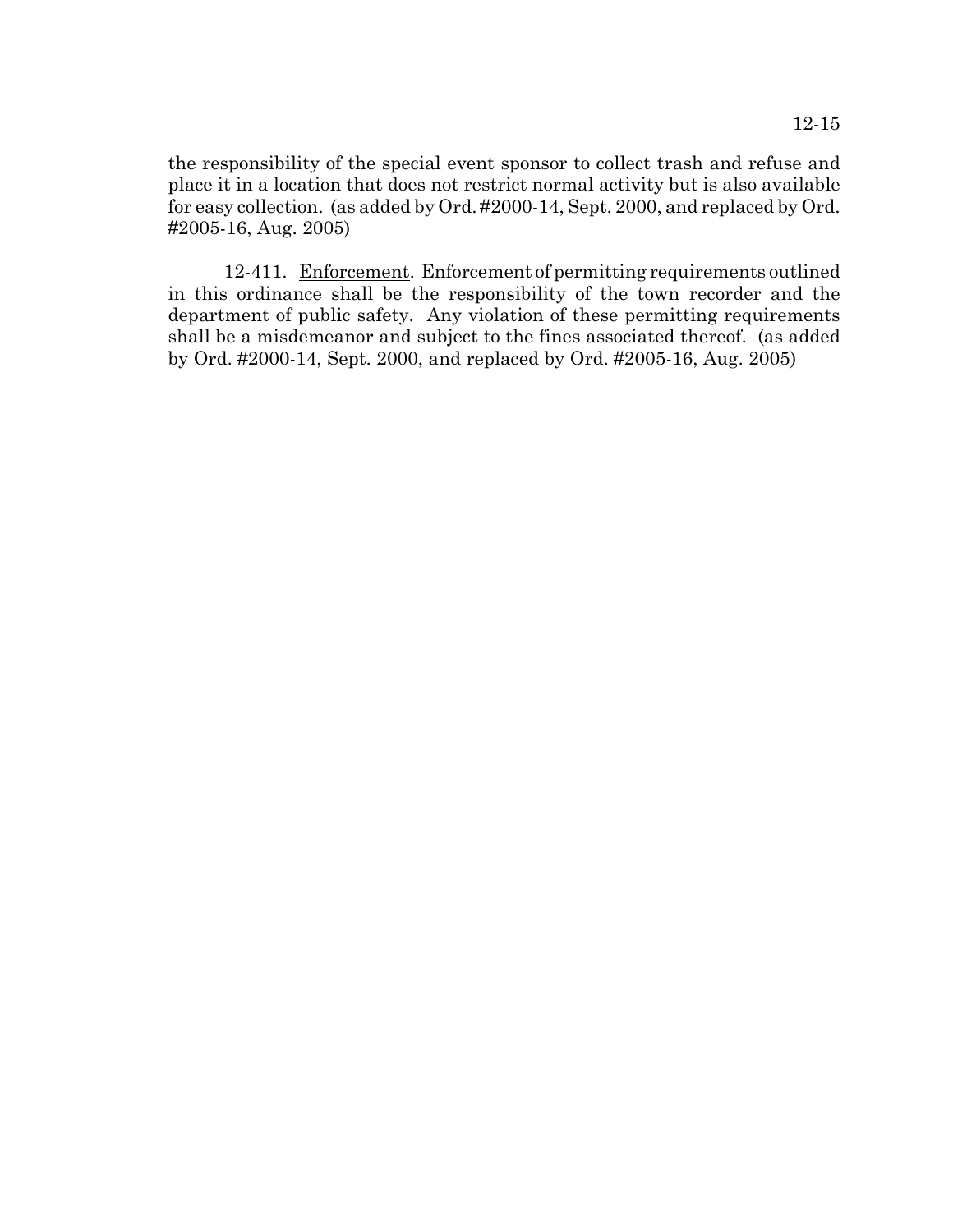the responsibility of the special event sponsor to collect trash and refuse and place it in a location that does not restrict normal activity but is also available for easy collection. (as added by Ord. #2000-14, Sept. 2000, and replaced by Ord. #2005-16, Aug. 2005)

12-411. Enforcement. Enforcement of permitting requirements outlined in this ordinance shall be the responsibility of the town recorder and the department of public safety. Any violation of these permitting requirements shall be a misdemeanor and subject to the fines associated thereof. (as added by Ord. #2000-14, Sept. 2000, and replaced by Ord. #2005-16, Aug. 2005)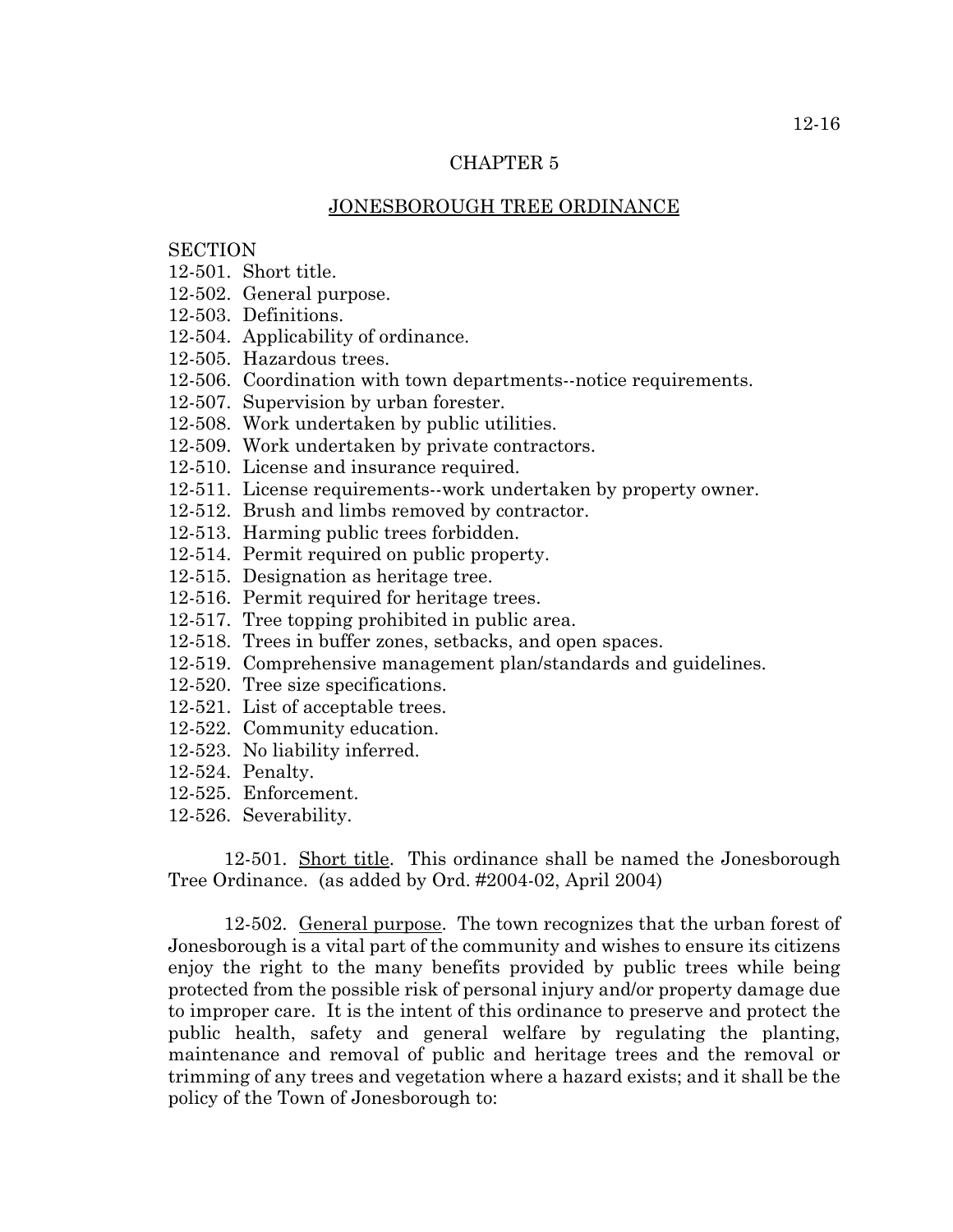# CHAPTER 5

## JONESBOROUGH TREE ORDINANCE

SECTION
12-501. Short title.
12-502. General purpose.
12-503. Definitions.
12-504. Applicability of ordinance.
12-505. Hazardous trees.
12-506. Coordination with town departments--notice requirements.
12-507. Supervision by urban forester.
12-508. Work undertaken by public utilities.
12-509. Work undertaken by private contractors.
12-510. License and insurance required.
12-511. License requirements--work undertaken by property owner.
12-512. Brush and limbs removed by contractor.
12-513. Harming public trees forbidden.
12-514. Permit required on public property.
12-515. Designation as heritage tree.
12-516. Permit required for heritage trees.
12-517. Tree topping prohibited in public area.
12-518. Trees in buffer zones, setbacks, and open spaces.
12-519. Comprehensive management plan/standards and guidelines.
12-520. Tree size specifications.
12-521. List of acceptable trees.
12-522. Community education.
12-523. No liability inferred.
12-524. Penalty.
12-525. Enforcement.
12-526. Severability.

12-501. Short title. This ordinance shall be named the Jonesborough Tree Ordinance. (as added by Ord. #2004-02, April 2004)

12-502. General purpose. The town recognizes that the urban forest of Jonesborough is a vital part of the community and wishes to ensure its citizens enjoy the right to the many benefits provided by public trees while being protected from the possible risk of personal injury and/or property damage due to improper care. It is the intent of this ordinance to preserve and protect the public health, safety and general welfare by regulating the planting, maintenance and removal of public and heritage trees and the removal or trimming of any trees and vegetation where a hazard exists; and it shall be the policy of the Town of Jonesborough to: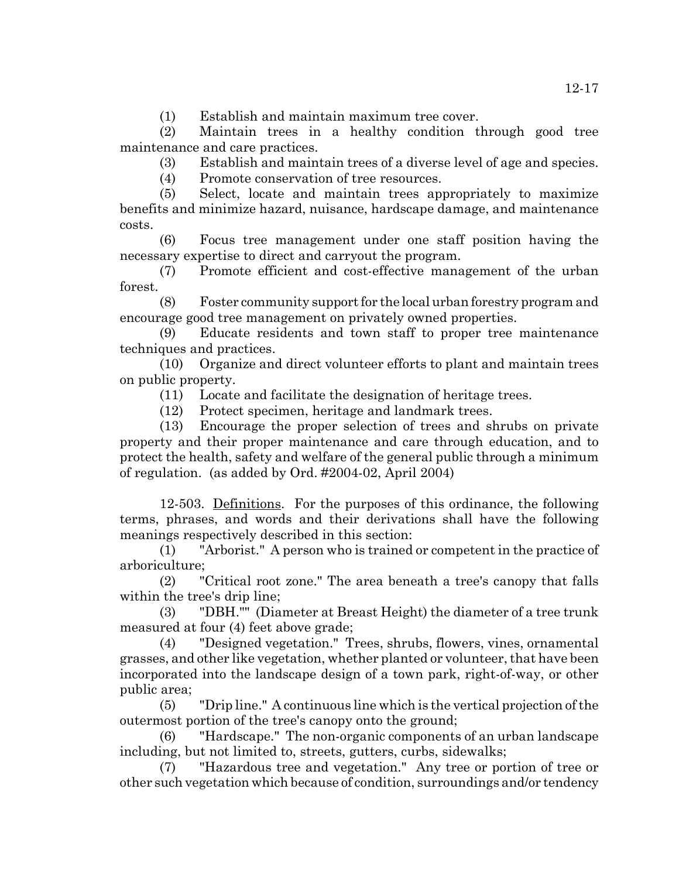(1) Establish and maintain maximum tree cover.

(2) Maintain trees in a healthy condition through good tree maintenance and care practices.

(3) Establish and maintain trees of a diverse level of age and species.

(4) Promote conservation of tree resources.

(5) Select, locate and maintain trees appropriately to maximize benefits and minimize hazard, nuisance, hardscape damage, and maintenance costs.

(6) Focus tree management under one staff position having the necessary expertise to direct and carryout the program.

(7) Promote efficient and cost-effective management of the urban forest.

(8) Foster community support for the local urban forestry program and encourage good tree management on privately owned properties.

(9) Educate residents and town staff to proper tree maintenance techniques and practices.

(10) Organize and direct volunteer efforts to plant and maintain trees on public property.

(11) Locate and facilitate the designation of heritage trees.

(12) Protect specimen, heritage and landmark trees.

(13) Encourage the proper selection of trees and shrubs on private property and their proper maintenance and care through education, and to protect the health, safety and welfare of the general public through a minimum of regulation. (as added by Ord. #2004-02, April 2004)

12-503. Definitions. For the purposes of this ordinance, the following terms, phrases, and words and their derivations shall have the following meanings respectively described in this section:

(1) "Arborist." A person who is trained or competent in the practice of arboriculture;

(2) "Critical root zone." The area beneath a tree's canopy that falls within the tree's drip line;

(3) "DBH."" (Diameter at Breast Height) the diameter of a tree trunk measured at four (4) feet above grade;

(4) "Designed vegetation." Trees, shrubs, flowers, vines, ornamental grasses, and other like vegetation, whether planted or volunteer, that have been incorporated into the landscape design of a town park, right-of-way, or other public area;

(5) "Drip line." A continuous line which is the vertical projection of the outermost portion of the tree's canopy onto the ground;

(6) "Hardscape." The non-organic components of an urban landscape including, but not limited to, streets, gutters, curbs, sidewalks;

(7) "Hazardous tree and vegetation." Any tree or portion of tree or other such vegetation which because of condition, surroundings and/or tendency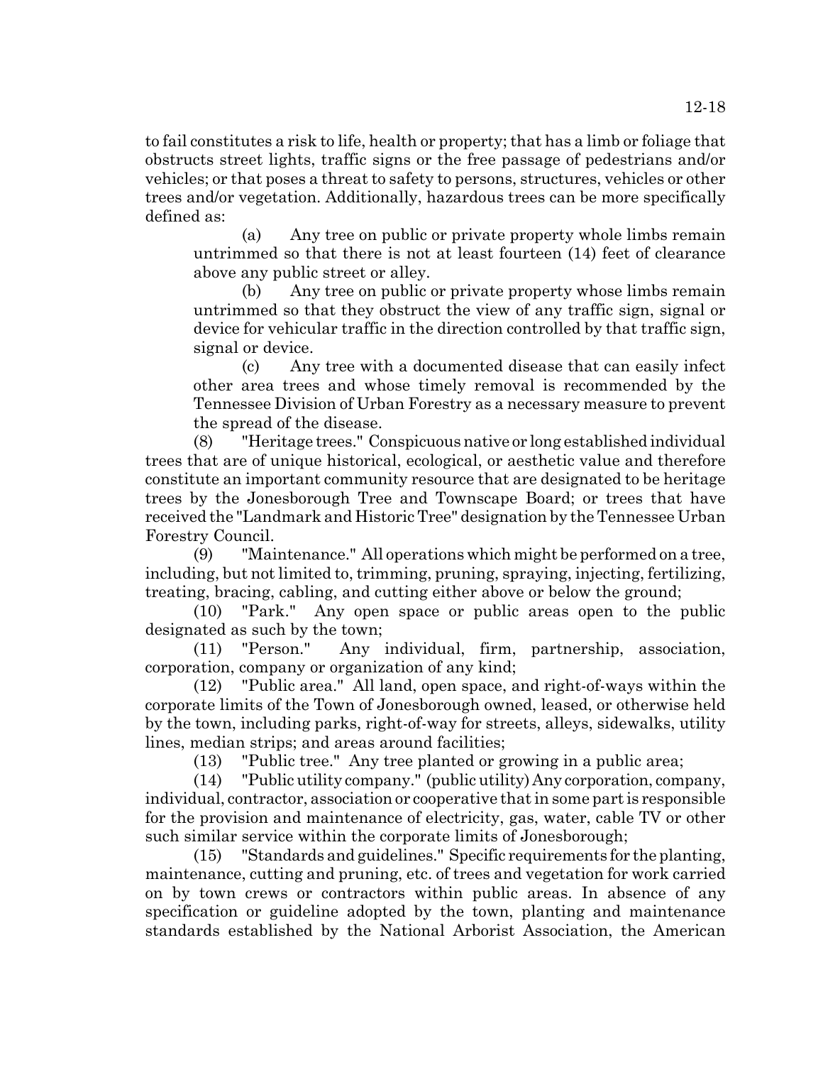to fail constitutes a risk to life, health or property; that has a limb or foliage that obstructs street lights, traffic signs or the free passage of pedestrians and/or vehicles; or that poses a threat to safety to persons, structures, vehicles or other trees and/or vegetation. Additionally, hazardous trees can be more specifically defined as:

(a) Any tree on public or private property whole limbs remain untrimmed so that there is not at least fourteen (14) feet of clearance above any public street or alley.

(b) Any tree on public or private property whose limbs remain untrimmed so that they obstruct the view of any traffic sign, signal or device for vehicular traffic in the direction controlled by that traffic sign, signal or device.

(c) Any tree with a documented disease that can easily infect other area trees and whose timely removal is recommended by the Tennessee Division of Urban Forestry as a necessary measure to prevent the spread of the disease.

(8) "Heritage trees." Conspicuous native or long established individual trees that are of unique historical, ecological, or aesthetic value and therefore constitute an important community resource that are designated to be heritage trees by the Jonesborough Tree and Townscape Board; or trees that have received the "Landmark and Historic Tree" designation by the Tennessee Urban Forestry Council.

(9) "Maintenance." All operations which might be performed on a tree, including, but not limited to, trimming, pruning, spraying, injecting, fertilizing, treating, bracing, cabling, and cutting either above or below the ground;

(10) "Park." Any open space or public areas open to the public designated as such by the town;

(11) "Person." Any individual, firm, partnership, association, corporation, company or organization of any kind;

(12) "Public area." All land, open space, and right-of-ways within the corporate limits of the Town of Jonesborough owned, leased, or otherwise held by the town, including parks, right-of-way for streets, alleys, sidewalks, utility lines, median strips; and areas around facilities;

(13) "Public tree." Any tree planted or growing in a public area;

(14) "Public utility company." (public utility) Any corporation, company, individual, contractor, association or cooperative that in some part is responsible for the provision and maintenance of electricity, gas, water, cable TV or other such similar service within the corporate limits of Jonesborough;

(15) "Standards and guidelines." Specific requirements for the planting, maintenance, cutting and pruning, etc. of trees and vegetation for work carried on by town crews or contractors within public areas. In absence of any specification or guideline adopted by the town, planting and maintenance standards established by the National Arborist Association, the American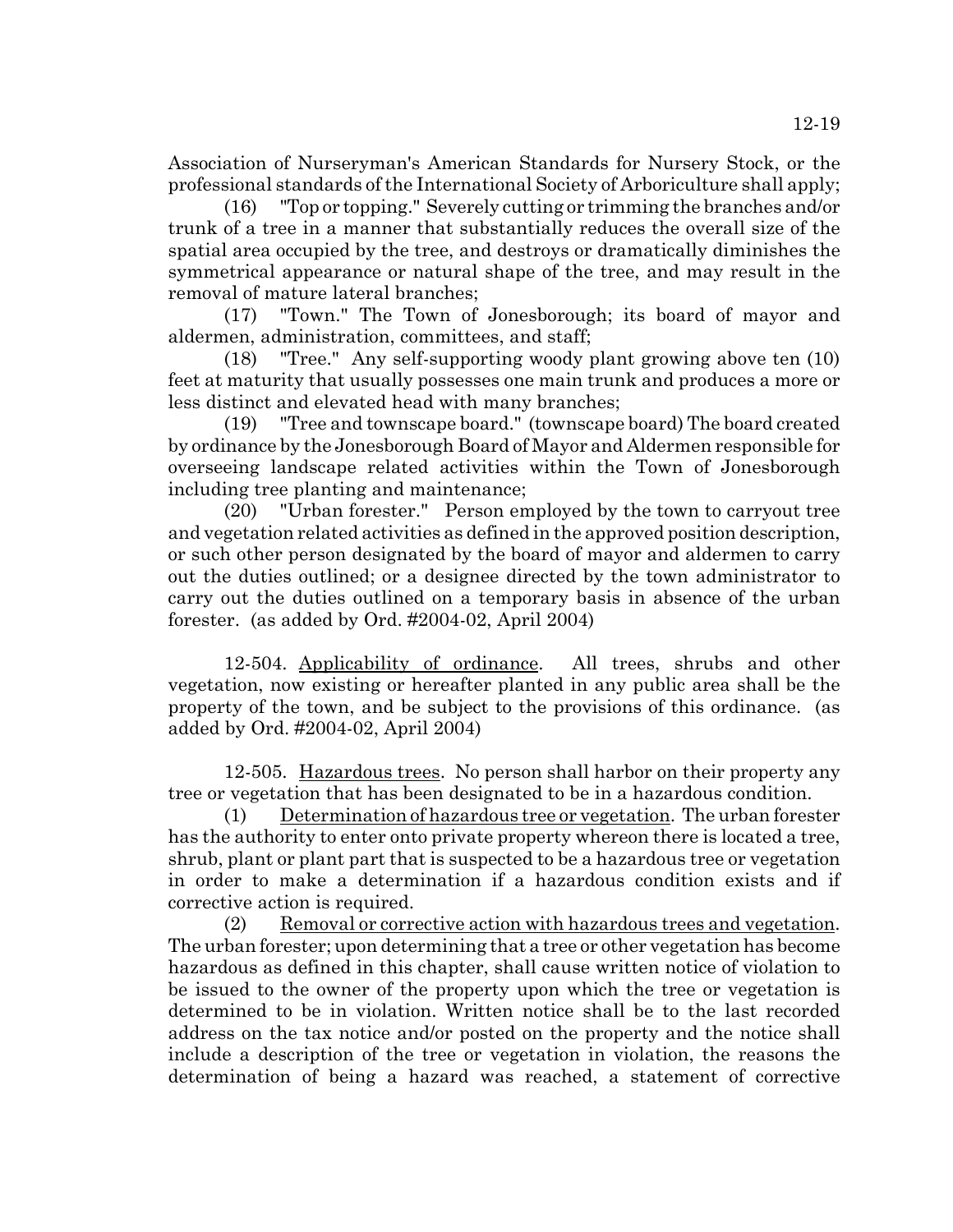Association of Nurseryman's American Standards for Nursery Stock, or the professional standards of the International Society of Arboriculture shall apply;

(16) "Top or topping." Severely cutting or trimming the branches and/or trunk of a tree in a manner that substantially reduces the overall size of the spatial area occupied by the tree, and destroys or dramatically diminishes the symmetrical appearance or natural shape of the tree, and may result in the removal of mature lateral branches;

(17) "Town." The Town of Jonesborough; its board of mayor and aldermen, administration, committees, and staff;

(18) "Tree." Any self-supporting woody plant growing above ten (10) feet at maturity that usually possesses one main trunk and produces a more or less distinct and elevated head with many branches;

(19) "Tree and townscape board." (townscape board) The board created by ordinance by the Jonesborough Board of Mayor and Aldermen responsible for overseeing landscape related activities within the Town of Jonesborough including tree planting and maintenance;

(20) "Urban forester." Person employed by the town to carryout tree and vegetation related activities as defined in the approved position description, or such other person designated by the board of mayor and aldermen to carry out the duties outlined; or a designee directed by the town administrator to carry out the duties outlined on a temporary basis in absence of the urban forester. (as added by Ord. #2004-02, April 2004)

12-504. Applicability of ordinance. All trees, shrubs and other vegetation, now existing or hereafter planted in any public area shall be the property of the town, and be subject to the provisions of this ordinance. (as added by Ord. #2004-02, April 2004)

12-505. Hazardous trees. No person shall harbor on their property any tree or vegetation that has been designated to be in a hazardous condition.

(1) Determination of hazardous tree or vegetation. The urban forester has the authority to enter onto private property whereon there is located a tree, shrub, plant or plant part that is suspected to be a hazardous tree or vegetation in order to make a determination if a hazardous condition exists and if corrective action is required.

(2) Removal or corrective action with hazardous trees and vegetation. The urban forester; upon determining that a tree or other vegetation has become hazardous as defined in this chapter, shall cause written notice of violation to be issued to the owner of the property upon which the tree or vegetation is determined to be in violation. Written notice shall be to the last recorded address on the tax notice and/or posted on the property and the notice shall include a description of the tree or vegetation in violation, the reasons the determination of being a hazard was reached, a statement of corrective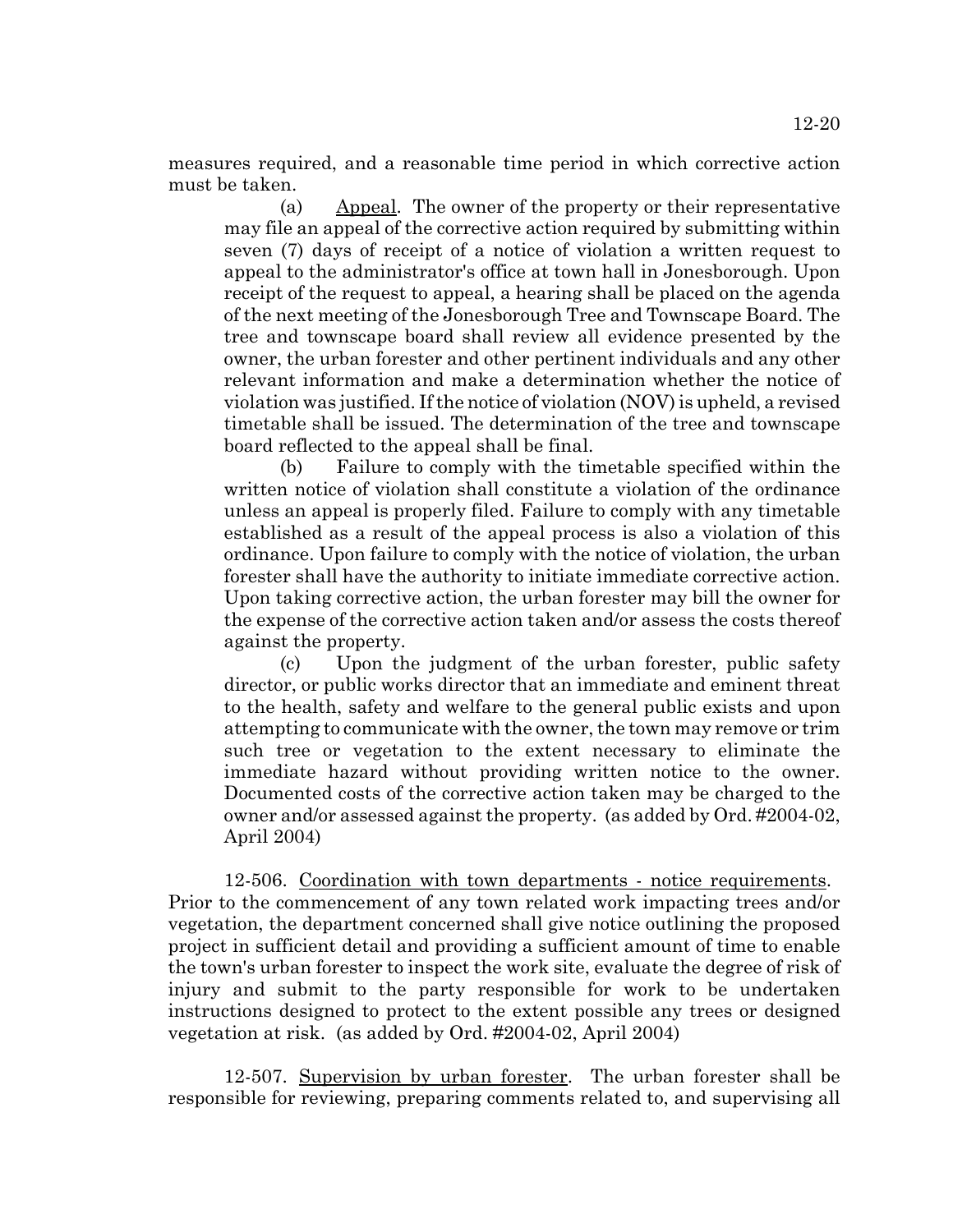measures required, and a reasonable time period in which corrective action must be taken.

(a) Appeal. The owner of the property or their representative may file an appeal of the corrective action required by submitting within seven (7) days of receipt of a notice of violation a written request to appeal to the administrator's office at town hall in Jonesborough. Upon receipt of the request to appeal, a hearing shall be placed on the agenda of the next meeting of the Jonesborough Tree and Townscape Board. The tree and townscape board shall review all evidence presented by the owner, the urban forester and other pertinent individuals and any other relevant information and make a determination whether the notice of violation was justified. If the notice of violation (NOV) is upheld, a revised timetable shall be issued. The determination of the tree and townscape board reflected to the appeal shall be final.

(b) Failure to comply with the timetable specified within the written notice of violation shall constitute a violation of the ordinance unless an appeal is properly filed. Failure to comply with any timetable established as a result of the appeal process is also a violation of this ordinance. Upon failure to comply with the notice of violation, the urban forester shall have the authority to initiate immediate corrective action. Upon taking corrective action, the urban forester may bill the owner for the expense of the corrective action taken and/or assess the costs thereof against the property.

(c) Upon the judgment of the urban forester, public safety director, or public works director that an immediate and eminent threat to the health, safety and welfare to the general public exists and upon attempting to communicate with the owner, the town may remove or trim such tree or vegetation to the extent necessary to eliminate the immediate hazard without providing written notice to the owner. Documented costs of the corrective action taken may be charged to the owner and/or assessed against the property. (as added by Ord. #2004-02, April 2004)

12-506. Coordination with town departments - notice requirements. Prior to the commencement of any town related work impacting trees and/or vegetation, the department concerned shall give notice outlining the proposed project in sufficient detail and providing a sufficient amount of time to enable the town's urban forester to inspect the work site, evaluate the degree of risk of injury and submit to the party responsible for work to be undertaken instructions designed to protect to the extent possible any trees or designed vegetation at risk. (as added by Ord. #2004-02, April 2004)

12-507. Supervision by urban forester. The urban forester shall be responsible for reviewing, preparing comments related to, and supervising all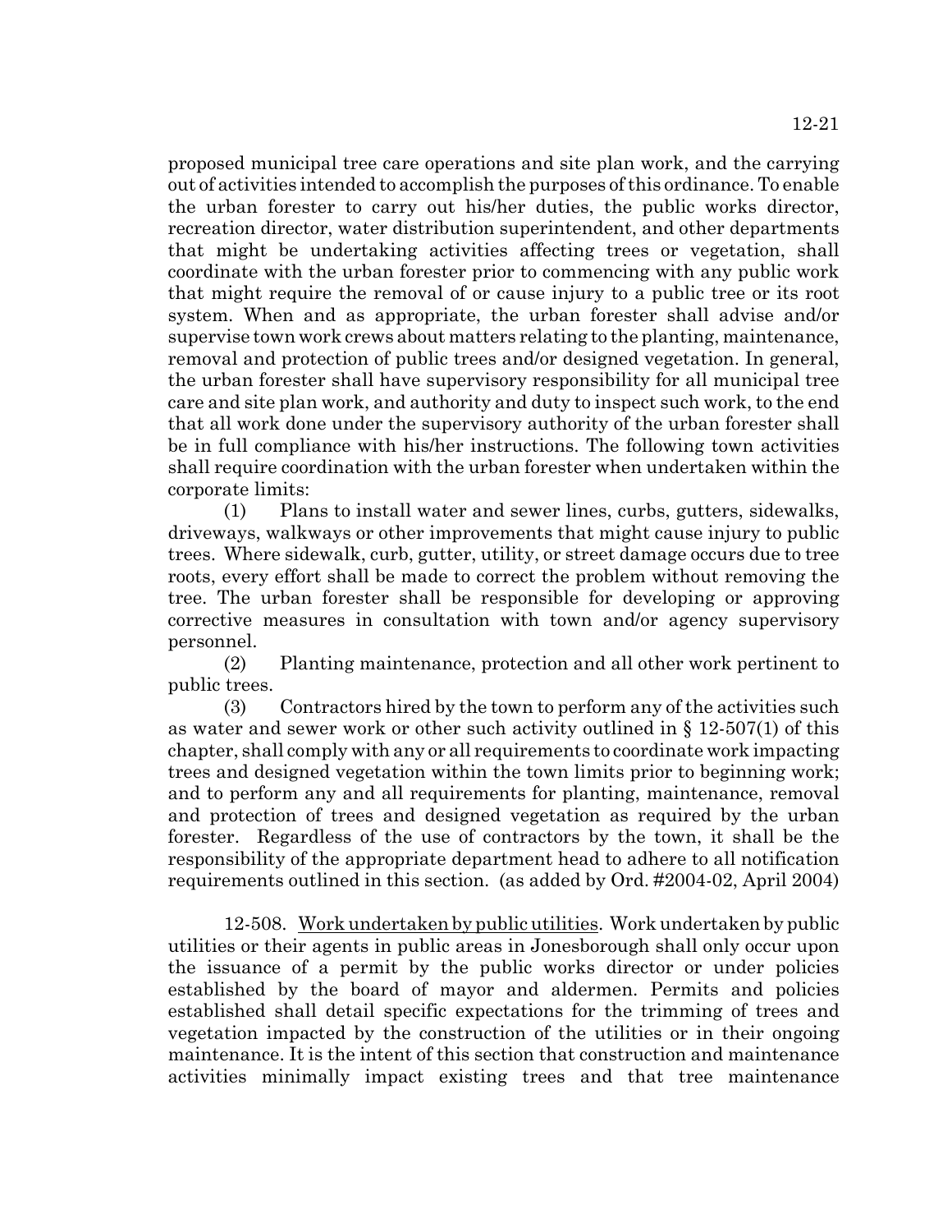proposed municipal tree care operations and site plan work, and the carrying out of activities intended to accomplish the purposes of this ordinance. To enable the urban forester to carry out his/her duties, the public works director, recreation director, water distribution superintendent, and other departments that might be undertaking activities affecting trees or vegetation, shall coordinate with the urban forester prior to commencing with any public work that might require the removal of or cause injury to a public tree or its root system. When and as appropriate, the urban forester shall advise and/or supervise town work crews about matters relating to the planting, maintenance, removal and protection of public trees and/or designed vegetation. In general, the urban forester shall have supervisory responsibility for all municipal tree care and site plan work, and authority and duty to inspect such work, to the end that all work done under the supervisory authority of the urban forester shall be in full compliance with his/her instructions. The following town activities shall require coordination with the urban forester when undertaken within the corporate limits:

(1) Plans to install water and sewer lines, curbs, gutters, sidewalks, driveways, walkways or other improvements that might cause injury to public trees. Where sidewalk, curb, gutter, utility, or street damage occurs due to tree roots, every effort shall be made to correct the problem without removing the tree. The urban forester shall be responsible for developing or approving corrective measures in consultation with town and/or agency supervisory personnel.

(2) Planting maintenance, protection and all other work pertinent to public trees.

(3) Contractors hired by the town to perform any of the activities such as water and sewer work or other such activity outlined in § 12-507(1) of this chapter, shall comply with any or all requirements to coordinate work impacting trees and designed vegetation within the town limits prior to beginning work; and to perform any and all requirements for planting, maintenance, removal and protection of trees and designed vegetation as required by the urban forester. Regardless of the use of contractors by the town, it shall be the responsibility of the appropriate department head to adhere to all notification requirements outlined in this section. (as added by Ord. #2004-02, April 2004)

12-508. Work undertaken by public utilities. Work undertaken by public utilities or their agents in public areas in Jonesborough shall only occur upon the issuance of a permit by the public works director or under policies established by the board of mayor and aldermen. Permits and policies established shall detail specific expectations for the trimming of trees and vegetation impacted by the construction of the utilities or in their ongoing maintenance. It is the intent of this section that construction and maintenance activities minimally impact existing trees and that tree maintenance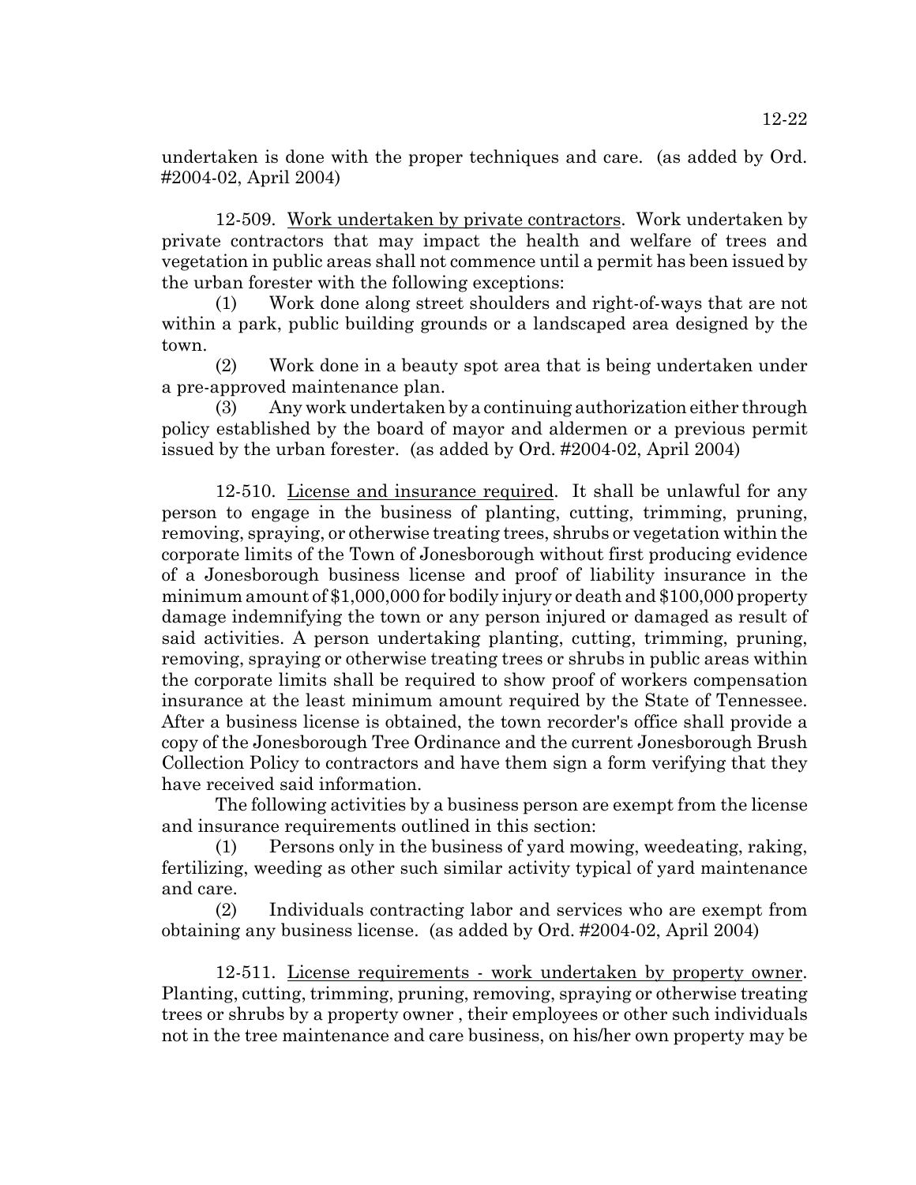undertaken is done with the proper techniques and care. (as added by Ord. #2004-02, April 2004)

12-509. Work undertaken by private contractors. Work undertaken by private contractors that may impact the health and welfare of trees and vegetation in public areas shall not commence until a permit has been issued by the urban forester with the following exceptions:

(1) Work done along street shoulders and right-of-ways that are not within a park, public building grounds or a landscaped area designed by the town.

(2) Work done in a beauty spot area that is being undertaken under a pre-approved maintenance plan.

(3) Any work undertaken by a continuing authorization either through policy established by the board of mayor and aldermen or a previous permit issued by the urban forester. (as added by Ord. #2004-02, April 2004)

12-510. License and insurance required. It shall be unlawful for any person to engage in the business of planting, cutting, trimming, pruning, removing, spraying, or otherwise treating trees, shrubs or vegetation within the corporate limits of the Town of Jonesborough without first producing evidence of a Jonesborough business license and proof of liability insurance in the minimum amount of $1,000,000 for bodily injury or death and $100,000 property damage indemnifying the town or any person injured or damaged as result of said activities. A person undertaking planting, cutting, trimming, pruning, removing, spraying or otherwise treating trees or shrubs in public areas within the corporate limits shall be required to show proof of workers compensation insurance at the least minimum amount required by the State of Tennessee. After a business license is obtained, the town recorder's office shall provide a copy of the Jonesborough Tree Ordinance and the current Jonesborough Brush Collection Policy to contractors and have them sign a form verifying that they have received said information.

The following activities by a business person are exempt from the license and insurance requirements outlined in this section:

(1) Persons only in the business of yard mowing, weedeating, raking, fertilizing, weeding as other such similar activity typical of yard maintenance and care.

(2) Individuals contracting labor and services who are exempt from obtaining any business license. (as added by Ord. #2004-02, April 2004)

12-511. License requirements - work undertaken by property owner. Planting, cutting, trimming, pruning, removing, spraying or otherwise treating trees or shrubs by a property owner , their employees or other such individuals not in the tree maintenance and care business, on his/her own property may be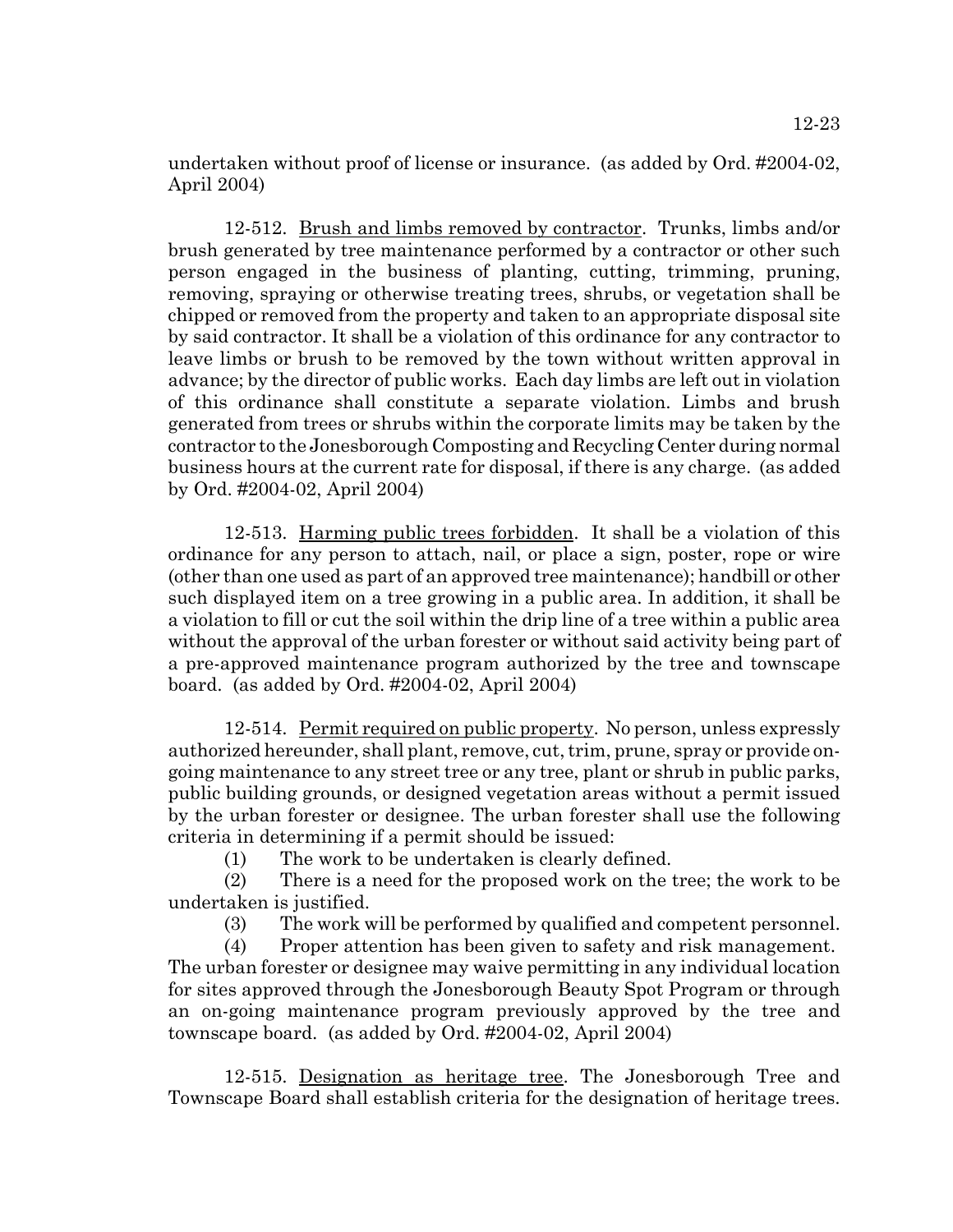undertaken without proof of license or insurance. (as added by Ord. #2004-02, April 2004)

12-512. Brush and limbs removed by contractor. Trunks, limbs and/or brush generated by tree maintenance performed by a contractor or other such person engaged in the business of planting, cutting, trimming, pruning, removing, spraying or otherwise treating trees, shrubs, or vegetation shall be chipped or removed from the property and taken to an appropriate disposal site by said contractor. It shall be a violation of this ordinance for any contractor to leave limbs or brush to be removed by the town without written approval in advance; by the director of public works. Each day limbs are left out in violation of this ordinance shall constitute a separate violation. Limbs and brush generated from trees or shrubs within the corporate limits may be taken by the contractor to the Jonesborough Composting and Recycling Center during normal business hours at the current rate for disposal, if there is any charge. (as added by Ord. #2004-02, April 2004)

12-513. Harming public trees forbidden. It shall be a violation of this ordinance for any person to attach, nail, or place a sign, poster, rope or wire (other than one used as part of an approved tree maintenance); handbill or other such displayed item on a tree growing in a public area. In addition, it shall be a violation to fill or cut the soil within the drip line of a tree within a public area without the approval of the urban forester or without said activity being part of a pre-approved maintenance program authorized by the tree and townscape board. (as added by Ord. #2004-02, April 2004)

12-514. Permit required on public property. No person, unless expressly authorized hereunder, shall plant, remove, cut, trim, prune, spray or provide on-going maintenance to any street tree or any tree, plant or shrub in public parks, public building grounds, or designed vegetation areas without a permit issued by the urban forester or designee. The urban forester shall use the following criteria in determining if a permit should be issued:

(1) The work to be undertaken is clearly defined.

(2) There is a need for the proposed work on the tree; the work to be undertaken is justified.

(3) The work will be performed by qualified and competent personnel.

(4) Proper attention has been given to safety and risk management.

The urban forester or designee may waive permitting in any individual location for sites approved through the Jonesborough Beauty Spot Program or through an on-going maintenance program previously approved by the tree and townscape board. (as added by Ord. #2004-02, April 2004)

12-515. Designation as heritage tree. The Jonesborough Tree and Townscape Board shall establish criteria for the designation of heritage trees.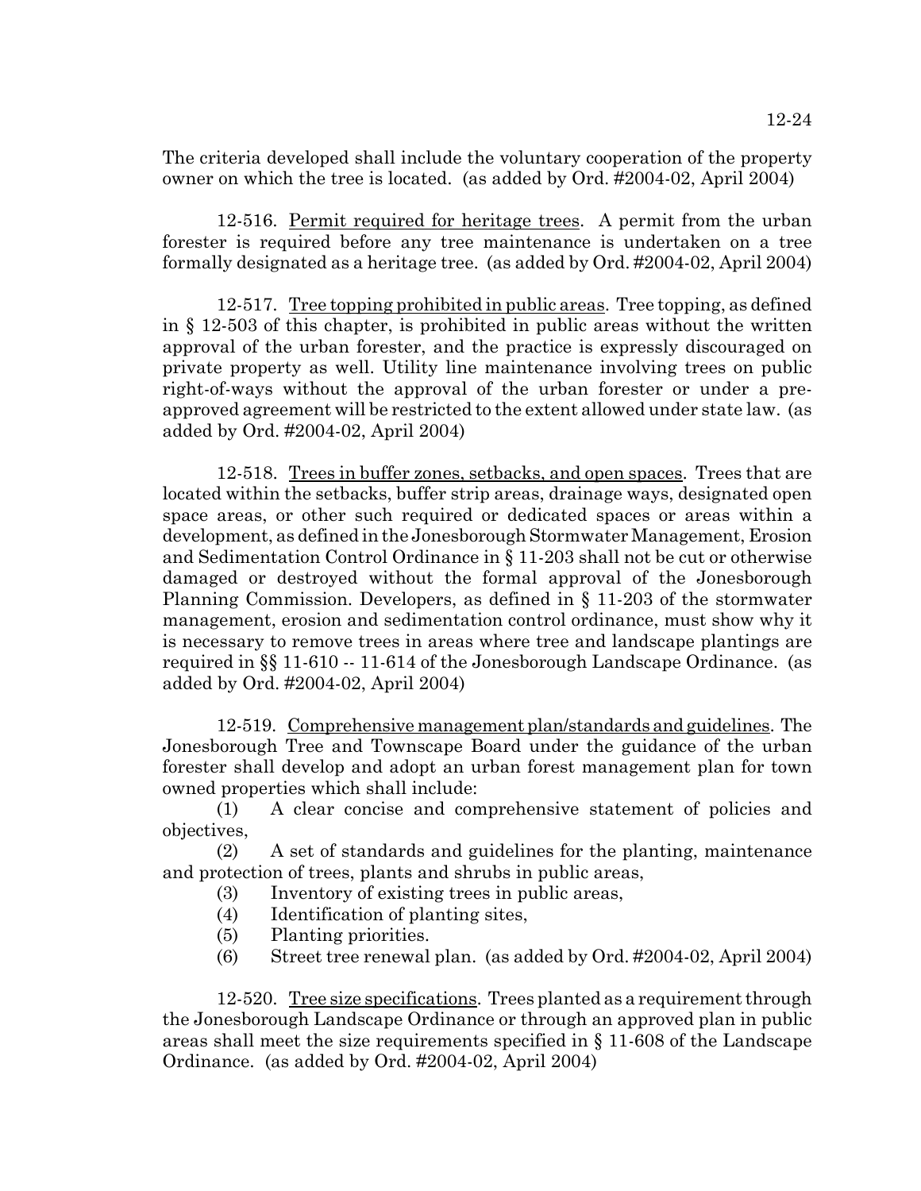The criteria developed shall include the voluntary cooperation of the property owner on which the tree is located. (as added by Ord. #2004-02, April 2004)

12-516. Permit required for heritage trees. A permit from the urban forester is required before any tree maintenance is undertaken on a tree formally designated as a heritage tree. (as added by Ord. #2004-02, April 2004)

12-517. Tree topping prohibited in public areas. Tree topping, as defined in § 12-503 of this chapter, is prohibited in public areas without the written approval of the urban forester, and the practice is expressly discouraged on private property as well. Utility line maintenance involving trees on public right-of-ways without the approval of the urban forester or under a pre-approved agreement will be restricted to the extent allowed under state law. (as added by Ord. #2004-02, April 2004)

12-518. Trees in buffer zones, setbacks, and open spaces. Trees that are located within the setbacks, buffer strip areas, drainage ways, designated open space areas, or other such required or dedicated spaces or areas within a development, as defined in the Jonesborough Stormwater Management, Erosion and Sedimentation Control Ordinance in § 11-203 shall not be cut or otherwise damaged or destroyed without the formal approval of the Jonesborough Planning Commission. Developers, as defined in § 11-203 of the stormwater management, erosion and sedimentation control ordinance, must show why it is necessary to remove trees in areas where tree and landscape plantings are required in §§ 11-610 -- 11-614 of the Jonesborough Landscape Ordinance. (as added by Ord. #2004-02, April 2004)

12-519. Comprehensive management plan/standards and guidelines. The Jonesborough Tree and Townscape Board under the guidance of the urban forester shall develop and adopt an urban forest management plan for town owned properties which shall include:

(1) A clear concise and comprehensive statement of policies and objectives,

(2) A set of standards and guidelines for the planting, maintenance and protection of trees, plants and shrubs in public areas,

(3) Inventory of existing trees in public areas,

(4) Identification of planting sites,

(5) Planting priorities.

(6) Street tree renewal plan. (as added by Ord. #2004-02, April 2004)

12-520. Tree size specifications. Trees planted as a requirement through the Jonesborough Landscape Ordinance or through an approved plan in public areas shall meet the size requirements specified in § 11-608 of the Landscape Ordinance. (as added by Ord. #2004-02, April 2004)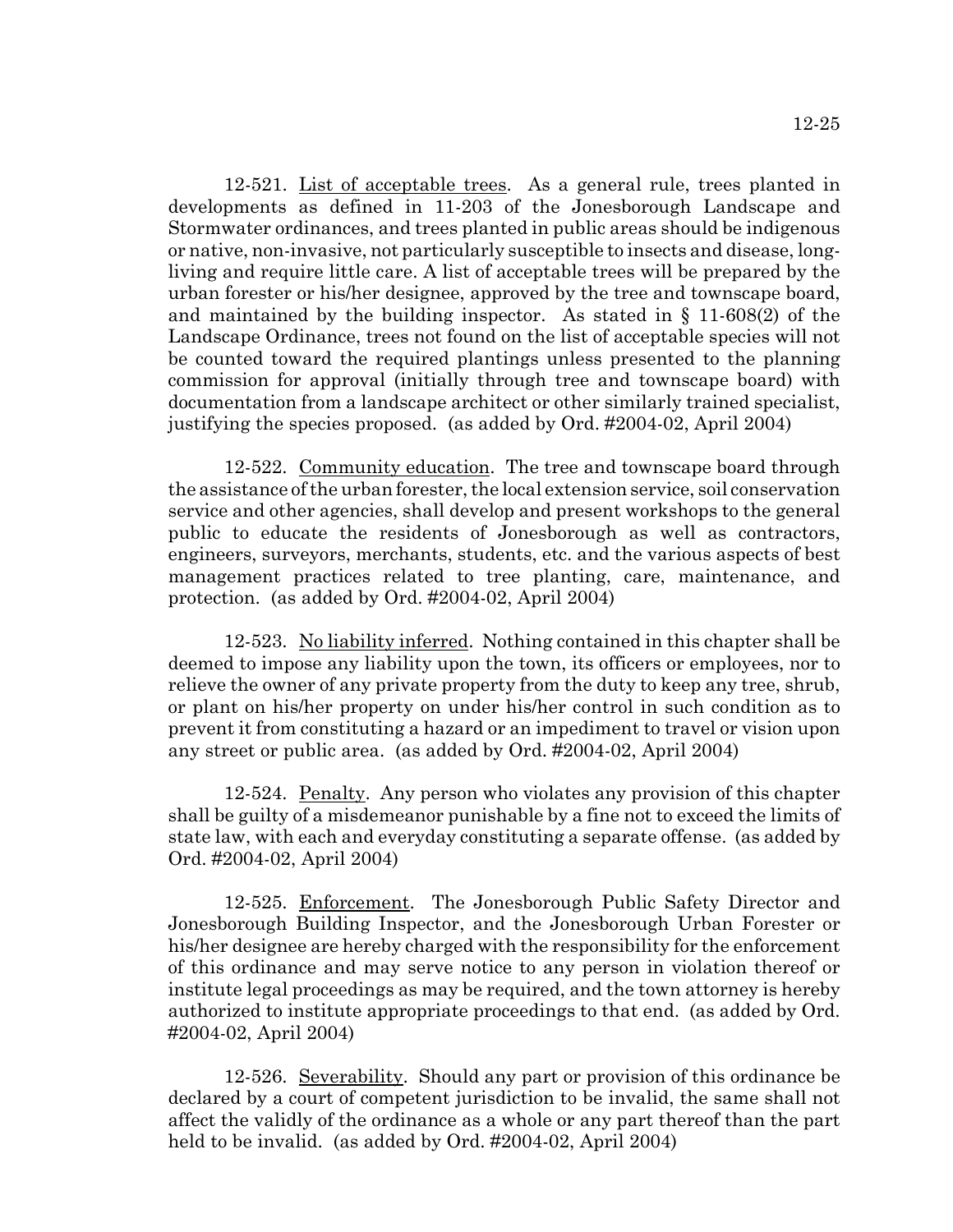12-521. List of acceptable trees. As a general rule, trees planted in developments as defined in 11-203 of the Jonesborough Landscape and Stormwater ordinances, and trees planted in public areas should be indigenous or native, non-invasive, not particularly susceptible to insects and disease, long-living and require little care. A list of acceptable trees will be prepared by the urban forester or his/her designee, approved by the tree and townscape board, and maintained by the building inspector. As stated in § 11-608(2) of the Landscape Ordinance, trees not found on the list of acceptable species will not be counted toward the required plantings unless presented to the planning commission for approval (initially through tree and townscape board) with documentation from a landscape architect or other similarly trained specialist, justifying the species proposed. (as added by Ord. #2004-02, April 2004)

12-522. Community education. The tree and townscape board through the assistance of the urban forester, the local extension service, soil conservation service and other agencies, shall develop and present workshops to the general public to educate the residents of Jonesborough as well as contractors, engineers, surveyors, merchants, students, etc. and the various aspects of best management practices related to tree planting, care, maintenance, and protection. (as added by Ord. #2004-02, April 2004)

12-523. No liability inferred. Nothing contained in this chapter shall be deemed to impose any liability upon the town, its officers or employees, nor to relieve the owner of any private property from the duty to keep any tree, shrub, or plant on his/her property on under his/her control in such condition as to prevent it from constituting a hazard or an impediment to travel or vision upon any street or public area. (as added by Ord. #2004-02, April 2004)

12-524. Penalty. Any person who violates any provision of this chapter shall be guilty of a misdemeanor punishable by a fine not to exceed the limits of state law, with each and everyday constituting a separate offense. (as added by Ord. #2004-02, April 2004)

12-525. Enforcement. The Jonesborough Public Safety Director and Jonesborough Building Inspector, and the Jonesborough Urban Forester or his/her designee are hereby charged with the responsibility for the enforcement of this ordinance and may serve notice to any person in violation thereof or institute legal proceedings as may be required, and the town attorney is hereby authorized to institute appropriate proceedings to that end. (as added by Ord. #2004-02, April 2004)

12-526. Severability. Should any part or provision of this ordinance be declared by a court of competent jurisdiction to be invalid, the same shall not affect the validly of the ordinance as a whole or any part thereof than the part held to be invalid. (as added by Ord. #2004-02, April 2004)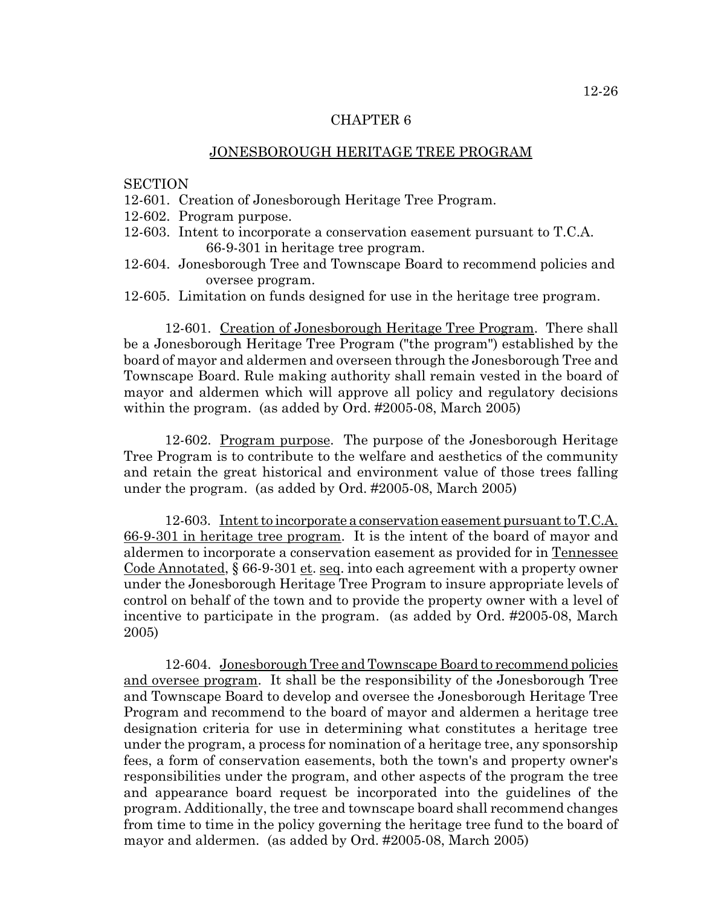# CHAPTER 6

## JONESBOROUGH HERITAGE TREE PROGRAM

SECTION
12-601. Creation of Jonesborough Heritage Tree Program.
12-602. Program purpose.
12-603. Intent to incorporate a conservation easement pursuant to T.C.A. 66-9-301 in heritage tree program.
12-604. Jonesborough Tree and Townscape Board to recommend policies and oversee program.
12-605. Limitation on funds designed for use in the heritage tree program.

12-601. Creation of Jonesborough Heritage Tree Program. There shall be a Jonesborough Heritage Tree Program ("the program") established by the board of mayor and aldermen and overseen through the Jonesborough Tree and Townscape Board. Rule making authority shall remain vested in the board of mayor and aldermen which will approve all policy and regulatory decisions within the program. (as added by Ord. #2005-08, March 2005)

12-602. Program purpose. The purpose of the Jonesborough Heritage Tree Program is to contribute to the welfare and aesthetics of the community and retain the great historical and environment value of those trees falling under the program. (as added by Ord. #2005-08, March 2005)

12-603. Intent to incorporate a conservation easement pursuant to T.C.A. 66-9-301 in heritage tree program. It is the intent of the board of mayor and aldermen to incorporate a conservation easement as provided for in Tennessee Code Annotated, § 66-9-301 et. seq. into each agreement with a property owner under the Jonesborough Heritage Tree Program to insure appropriate levels of control on behalf of the town and to provide the property owner with a level of incentive to participate in the program. (as added by Ord. #2005-08, March 2005)

12-604. Jonesborough Tree and Townscape Board to recommend policies and oversee program. It shall be the responsibility of the Jonesborough Tree and Townscape Board to develop and oversee the Jonesborough Heritage Tree Program and recommend to the board of mayor and aldermen a heritage tree designation criteria for use in determining what constitutes a heritage tree under the program, a process for nomination of a heritage tree, any sponsorship fees, a form of conservation easements, both the town's and property owner's responsibilities under the program, and other aspects of the program the tree and appearance board request be incorporated into the guidelines of the program. Additionally, the tree and townscape board shall recommend changes from time to time in the policy governing the heritage tree fund to the board of mayor and aldermen. (as added by Ord. #2005-08, March 2005)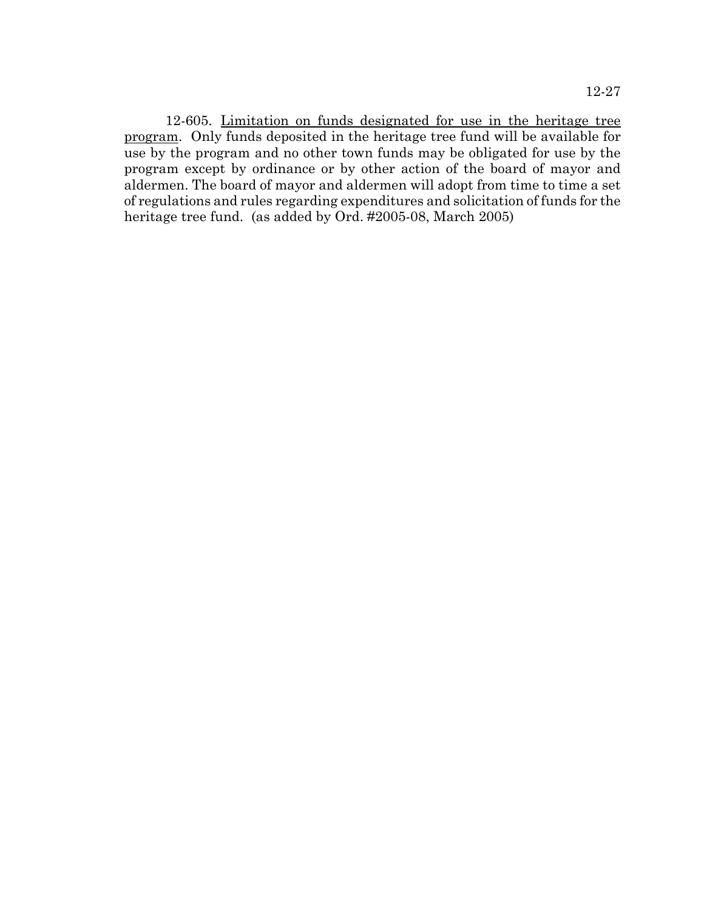12-605. Limitation on funds designated for use in the heritage tree program. Only funds deposited in the heritage tree fund will be available for use by the program and no other town funds may be obligated for use by the program except by ordinance or by other action of the board of mayor and aldermen. The board of mayor and aldermen will adopt from time to time a set of regulations and rules regarding expenditures and solicitation of funds for the heritage tree fund. (as added by Ord. #2005-08, March 2005)